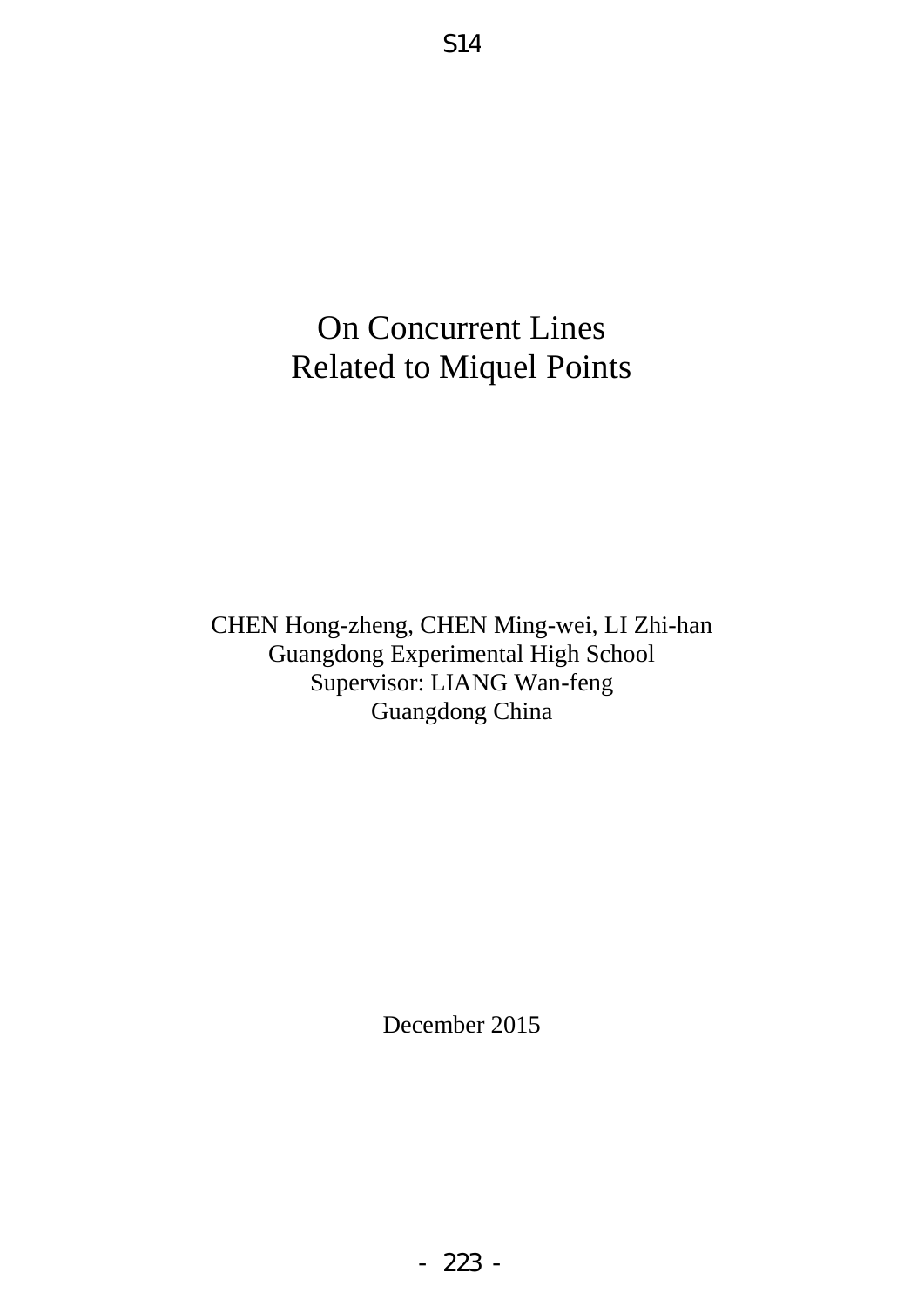S14

# On Concurrent Lines Related to Miquel Points

CHEN Hong-zheng, CHEN Ming-wei, LI Zhi-han
Guangdong Experimental High School
Supervisor: LIANG Wan-feng
Guangdong China

December 2015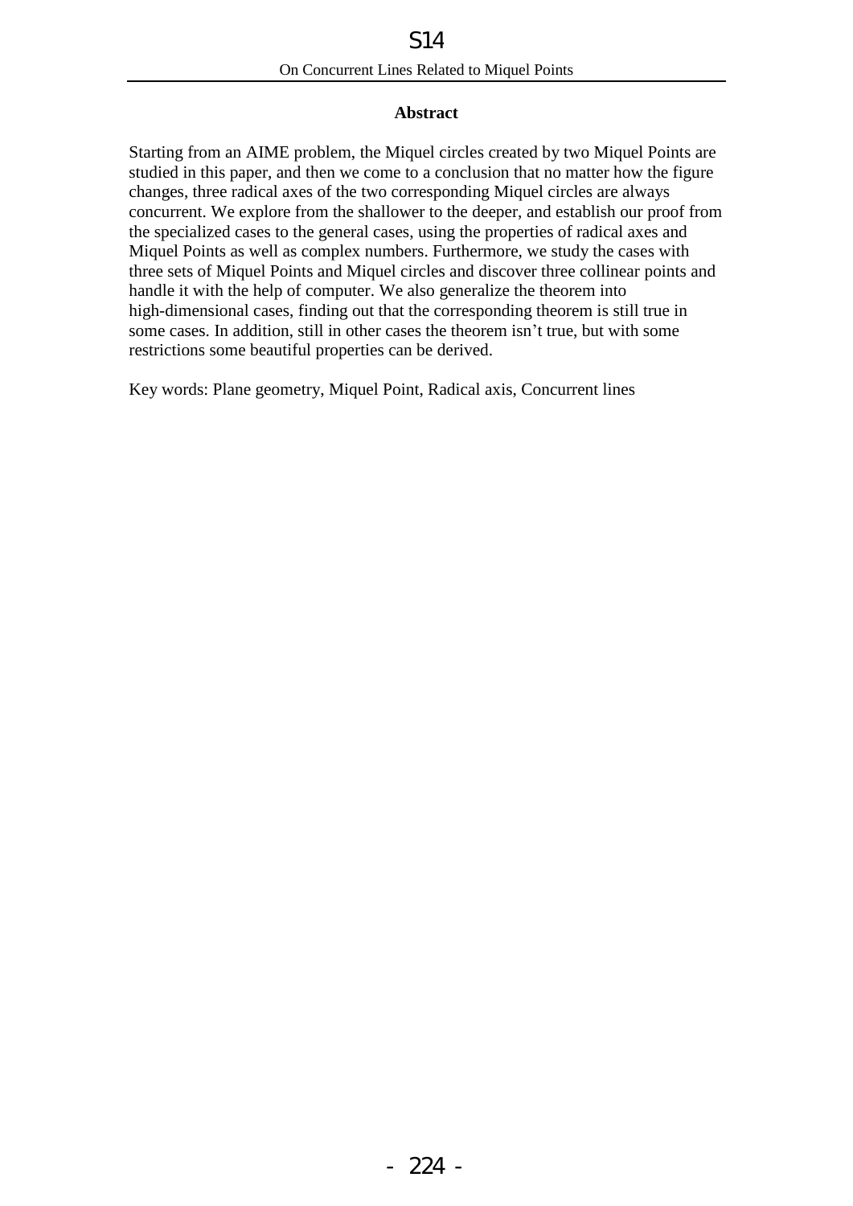## Abstract

Starting from an AIME problem, the Miquel circles created by two Miquel Points are studied in this paper, and then we come to a conclusion that no matter how the figure changes, three radical axes of the two corresponding Miquel circles are always concurrent. We explore from the shallower to the deeper, and establish our proof from the specialized cases to the general cases, using the properties of radical axes and Miquel Points as well as complex numbers. Furthermore, we study the cases with three sets of Miquel Points and Miquel circles and discover three collinear points and handle it with the help of computer. We also generalize the theorem into high-dimensional cases, finding out that the corresponding theorem is still true in some cases. In addition, still in other cases the theorem isn't true, but with some restrictions some beautiful properties can be derived.

Key words: Plane geometry, Miquel Point, Radical axis, Concurrent lines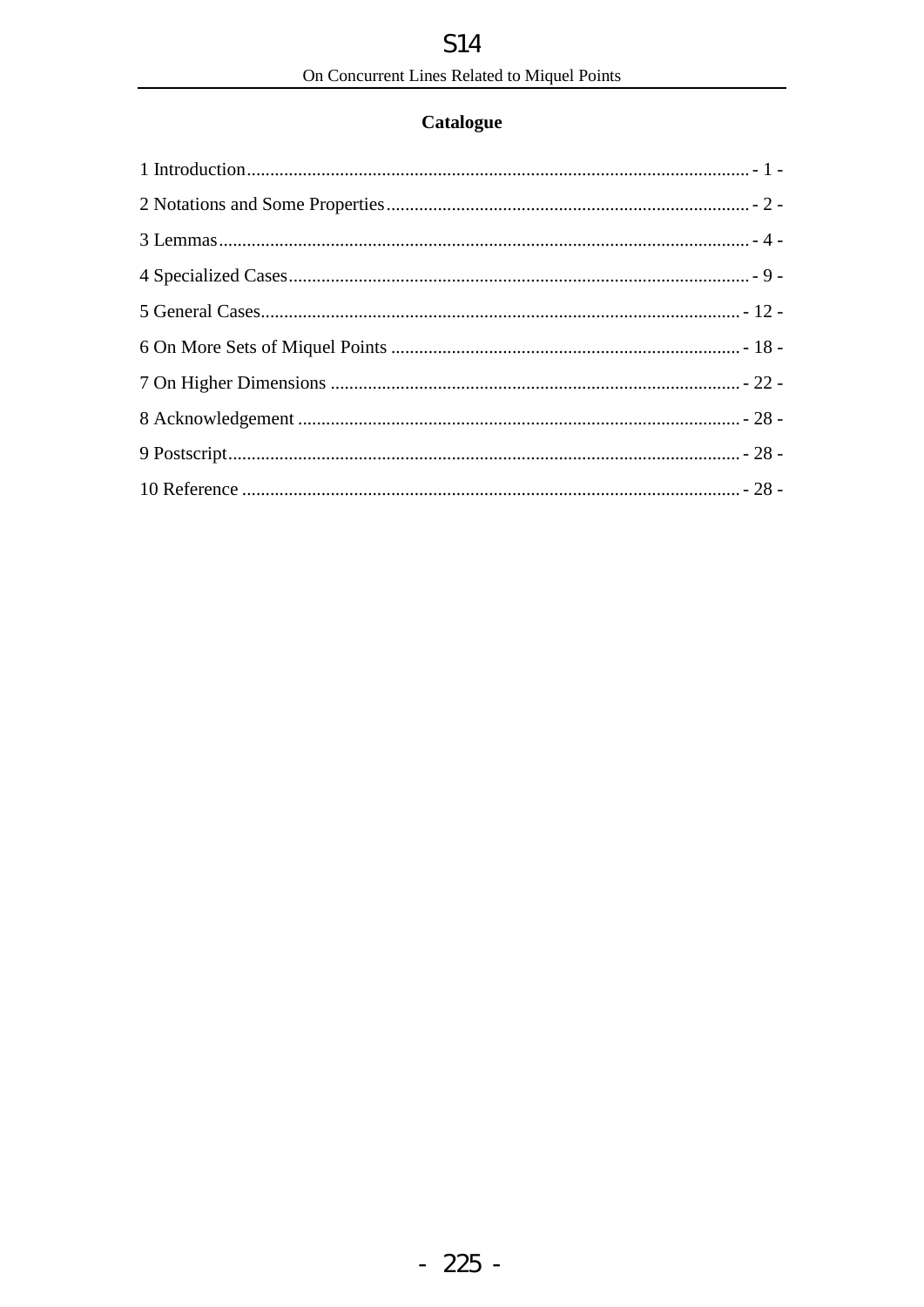## Catalogue

1 Introduction ... - 1 -

2 Notations and Some Properties ... - 2 -

3 Lemmas ... - 4 -

4 Specialized Cases ... - 9 -

5 General Cases ... - 12 -

6 On More Sets of Miquel Points ... - 18 -

7 On Higher Dimensions ... - 22 -

8 Acknowledgement ... - 28 -

9 Postscript ... - 28 -

10 Reference ... - 28 -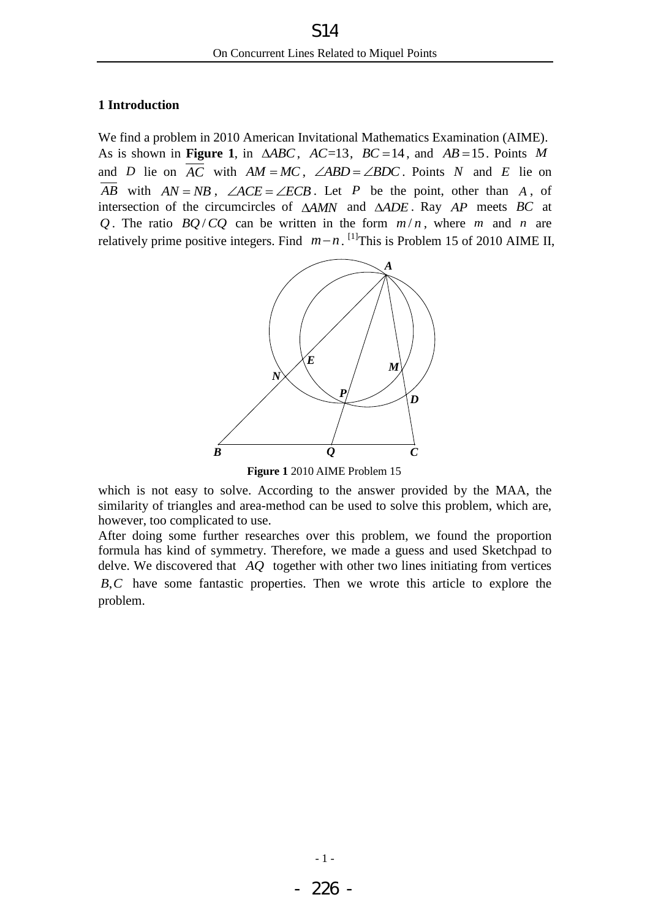## 1 Introduction

We find a problem in 2010 American Invitational Mathematics Examination (AIME). As is shown in **Figure 1**, in $\Delta ABC$, $AC=13$, $BC=14$, and $AB=15$. Points $M$ and $D$ lie on $\overline{AC}$ with $AM=MC$, $\angle ABD=\angle BDC$. Points $N$ and $E$ lie on $\overline{AB}$ with $AN=NB$, $\angle ACE=\angle ECB$. Let $P$ be the point, other than $A$, of intersection of the circumcircles of $\Delta AMN$ and $\Delta ADE$. Ray $AP$ meets $BC$ at $Q$. The ratio $BQ/CQ$ can be written in the form $m/n$, where $m$ and $n$ are relatively prime positive integers. Find $m-n$. [1]This is Problem 15 of 2010 AIME II,

**Figure 1** 2010 AIME Problem 15

which is not easy to solve. According to the answer provided by the MAA, the similarity of triangles and area-method can be used to solve this problem, which are, however, too complicated to use.

After doing some further researches over this problem, we found the proportion formula has kind of symmetry. Therefore, we made a guess and used Sketchpad to delve. We discovered that $AQ$ together with other two lines initiating from vertices $B, C$ have some fantastic properties. Then we wrote this article to explore the problem.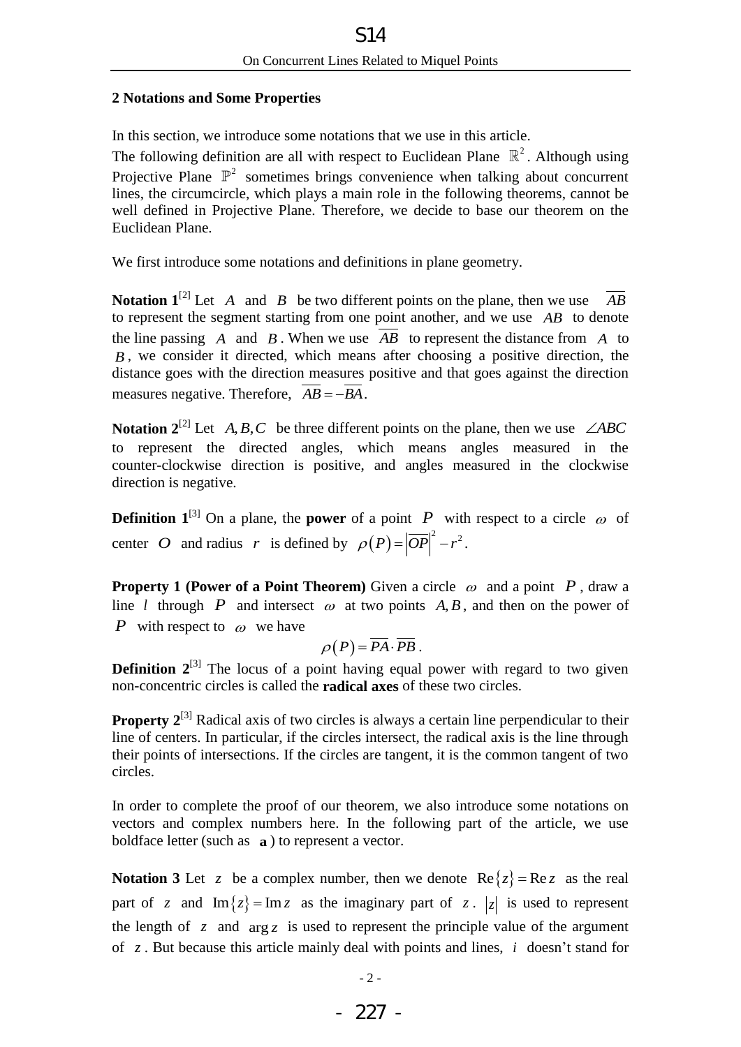## 2 Notations and Some Properties

In this section, we introduce some notations that we use in this article.
The following definition are all with respect to Euclidean Plane $\mathbb{R}^2$. Although using Projective Plane $\mathbb{P}^2$ sometimes brings convenience when talking about concurrent lines, the circumcircle, which plays a main role in the following theorems, cannot be well defined in Projective Plane. Therefore, we decide to base our theorem on the Euclidean Plane.

We first introduce some notations and definitions in plane geometry.

**Notation 1**[2] Let $A$ and $B$ be two different points on the plane, then we use $\overline{AB}$ to represent the segment starting from one point another, and we use $AB$ to denote the line passing $A$ and $B$. When we use $\overline{AB}$ to represent the distance from $A$ to $B$, we consider it directed, which means after choosing a positive direction, the distance goes with the direction measures positive and that goes against the direction measures negative. Therefore, $\overline{AB} = -\overline{BA}$.

**Notation 2**[2] Let $A, B, C$ be three different points on the plane, then we use $\angle ABC$ to represent the directed angles, which means angles measured in the counter-clockwise direction is positive, and angles measured in the clockwise direction is negative.

**Definition 1**[3] On a plane, the **power** of a point $P$ with respect to a circle $\omega$ of center $O$ and radius $r$ is defined by $\rho(P) = \left|\overline{OP}\right|^2 - r^2$.

**Property 1 (Power of a Point Theorem)** Given a circle $\omega$ and a point $P$, draw a line $l$ through $P$ and intersect $\omega$ at two points $A, B$, and then on the power of $P$ with respect to $\omega$ we have

$$\rho(P) = \overline{PA} \cdot \overline{PB}.$$

**Definition 2**[3] The locus of a point having equal power with regard to two given non-concentric circles is called the **radical axes** of these two circles.

**Property 2**[3] Radical axis of two circles is always a certain line perpendicular to their line of centers. In particular, if the circles intersect, the radical axis is the line through their points of intersections. If the circles are tangent, it is the common tangent of two circles.

In order to complete the proof of our theorem, we also introduce some notations on vectors and complex numbers here. In the following part of the article, we use boldface letter (such as $\mathbf{a}$) to represent a vector.

**Notation 3** Let $z$ be a complex number, then we denote $\operatorname{Re}\{z\} = \operatorname{Re} z$ as the real part of $z$ and $\operatorname{Im}\{z\} = \operatorname{Im} z$ as the imaginary part of $z$. $|z|$ is used to represent the length of $z$ and $\arg z$ is used to represent the principle value of the argument of $z$. But because this article mainly deal with points and lines, $i$ doesn't stand for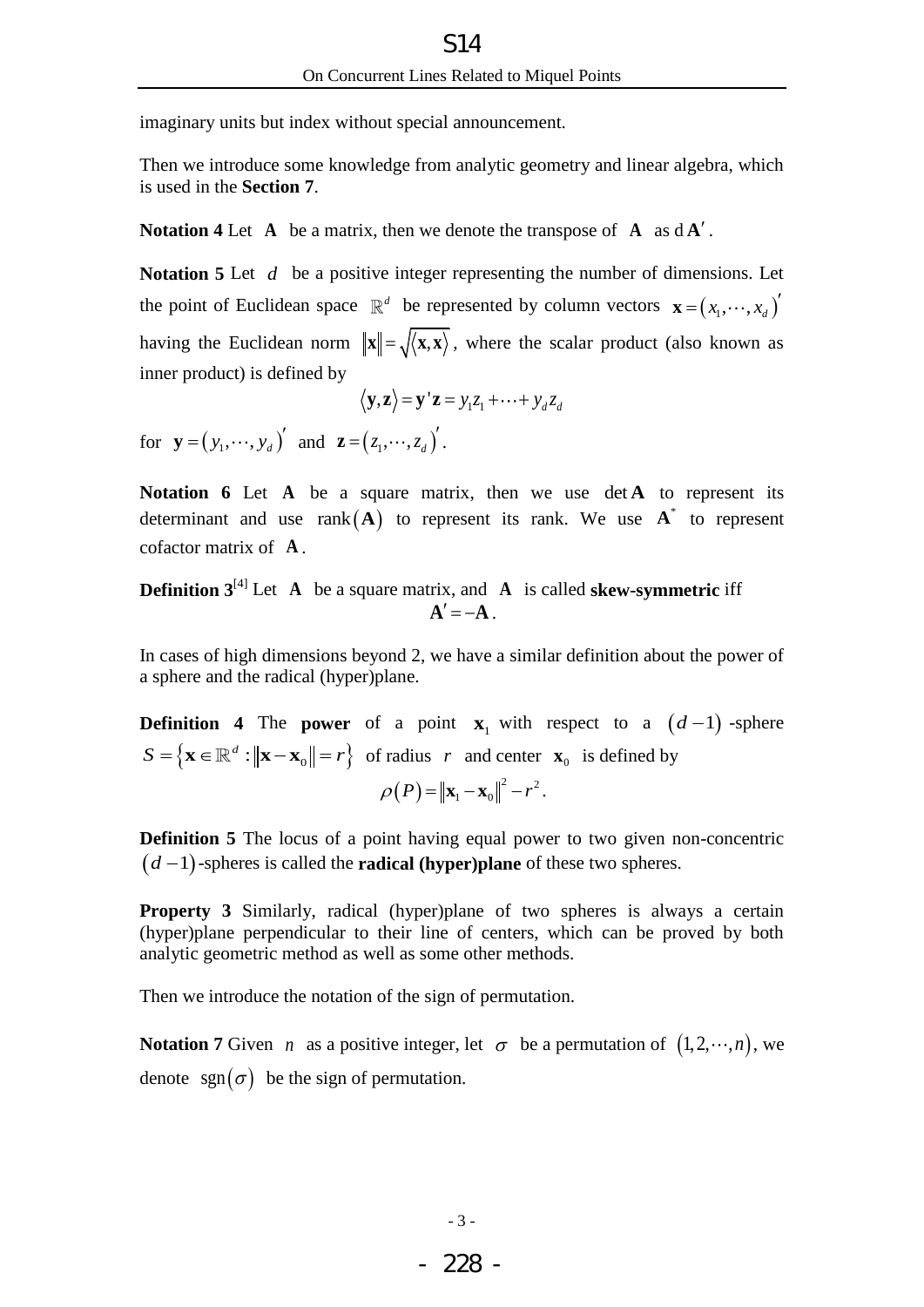imaginary units but index without special announcement.

Then we introduce some knowledge from analytic geometry and linear algebra, which is used in the **Section 7**.

**Notation 4** Let $\mathbf{A}$ be a matrix, then we denote the transpose of $\mathbf{A}$ as d $\mathbf{A}'$.

**Notation 5** Let $d$ be a positive integer representing the number of dimensions. Let the point of Euclidean space $\mathbb{R}^d$ be represented by column vectors $\mathbf{x} = (x_1, \cdots, x_d)'$ having the Euclidean norm $\|\mathbf{x}\| = \sqrt{\langle \mathbf{x}, \mathbf{x} \rangle}$, where the scalar product (also known as inner product) is defined by

$$\langle \mathbf{y}, \mathbf{z} \rangle = \mathbf{y}'\mathbf{z} = y_1 z_1 + \cdots + y_d z_d$$

for $\mathbf{y} = (y_1, \cdots, y_d)'$ and $\mathbf{z} = (z_1, \cdots, z_d)'$.

**Notation 6** Let $\mathbf{A}$ be a square matrix, then we use $\det \mathbf{A}$ to represent its determinant and use $\operatorname{rank}(\mathbf{A})$ to represent its rank. We use $\mathbf{A}^*$ to represent cofactor matrix of $\mathbf{A}$.

**Definition 3**[4] Let $\mathbf{A}$ be a square matrix, and $\mathbf{A}$ is called **skew-symmetric** iff

$$\mathbf{A}' = -\mathbf{A}.$$

In cases of high dimensions beyond 2, we have a similar definition about the power of a sphere and the radical (hyper)plane.

**Definition 4** The **power** of a point $\mathbf{x}_1$ with respect to a $(d-1)$-sphere $S = \{\mathbf{x} \in \mathbb{R}^d : \|\mathbf{x} - \mathbf{x}_0\| = r\}$ of radius $r$ and center $\mathbf{x}_0$ is defined by

$$\rho(P) = \|\mathbf{x}_1 - \mathbf{x}_0\|^2 - r^2.$$

**Definition 5** The locus of a point having equal power to two given non-concentric $(d-1)$-spheres is called the **radical (hyper)plane** of these two spheres.

**Property 3** Similarly, radical (hyper)plane of two spheres is always a certain (hyper)plane perpendicular to their line of centers, which can be proved by both analytic geometric method as well as some other methods.

Then we introduce the notation of the sign of permutation.

**Notation 7** Given $n$ as a positive integer, let $\sigma$ be a permutation of $(1, 2, \cdots, n)$, we denote $\operatorname{sgn}(\sigma)$ be the sign of permutation.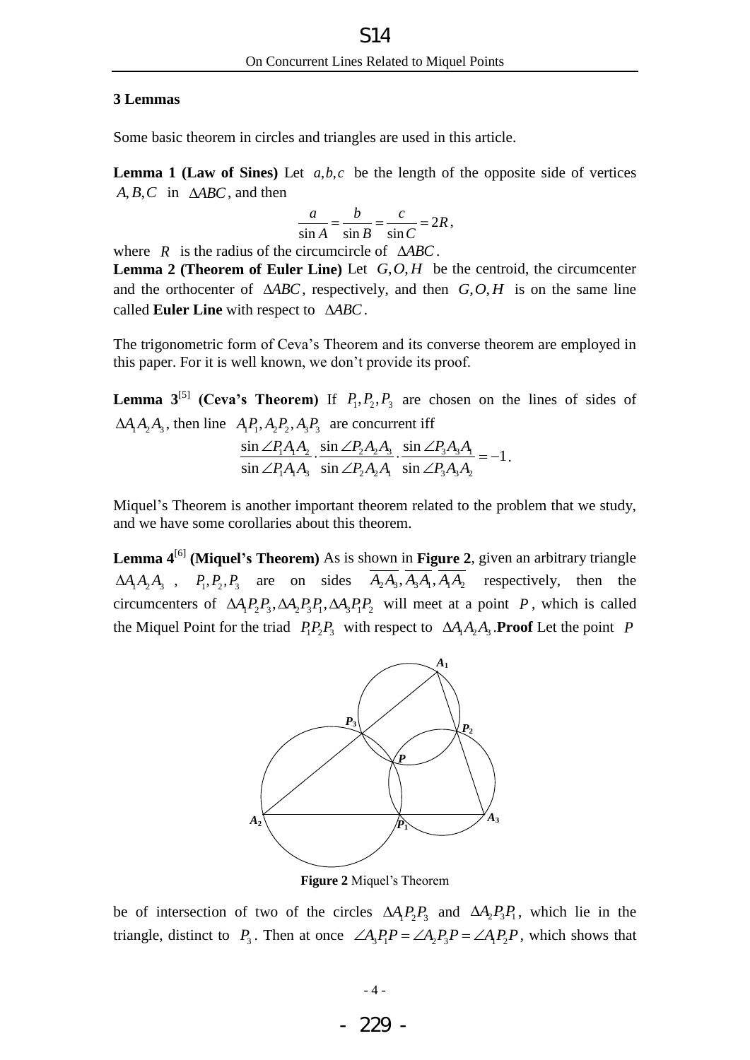**3 Lemmas**

Some basic theorem in circles and triangles are used in this article.

**Lemma 1 (Law of Sines)** Let $a,b,c$ be the length of the opposite side of vertices $A,B,C$ in $\Delta ABC$, and then

$$\frac{a}{\sin A}=\frac{b}{\sin B}=\frac{c}{\sin C}=2R,$$

where $R$ is the radius of the circumcircle of $\Delta ABC$.

**Lemma 2 (Theorem of Euler Line)** Let $G,O,H$ be the centroid, the circumcenter and the orthocenter of $\Delta ABC$, respectively, and then $G,O,H$ is on the same line called **Euler Line** with respect to $\Delta ABC$.

The trigonometric form of Ceva's Theorem and its converse theorem are employed in this paper. For it is well known, we don't provide its proof.

**Lemma 3**[5] **(Ceva's Theorem)** If $P_1,P_2,P_3$ are chosen on the lines of sides of $\Delta A_1A_2A_3$, then line $A_1P_1, A_2P_2, A_3P_3$ are concurrent iff

$$\frac{\sin\angle P_1A_1A_2}{\sin\angle P_1A_1A_3}\cdot\frac{\sin\angle P_2A_2A_3}{\sin\angle P_2A_2A_1}\cdot\frac{\sin\angle P_3A_3A_1}{\sin\angle P_3A_3A_2}=-1.$$

Miquel's Theorem is another important theorem related to the problem that we study, and we have some corollaries about this theorem.

**Lemma 4**[6] **(Miquel's Theorem)** As is shown in **Figure 2**, given an arbitrary triangle $\Delta A_1A_2A_3$, $P_1,P_2,P_3$ are on sides $\overline{A_2A_3}, \overline{A_3A_1}, \overline{A_1A_2}$ respectively, then the circumcenters of $\Delta A_1P_2P_3, \Delta A_2P_3P_1, \Delta A_3P_1P_2$ will meet at a point $P$, which is called the Miquel Point for the triad $P_1P_2P_3$ with respect to $\Delta A_1A_2A_3$.**Proof** Let the point $P$

**Figure 2** Miquel's Theorem

be of intersection of two of the circles $\Delta A_1P_2P_3$ and $\Delta A_2P_3P_1$, which lie in the triangle, distinct to $P_3$. Then at once $\angle A_3P_1P=\angle A_2P_3P=\angle A_1P_2P$, which shows that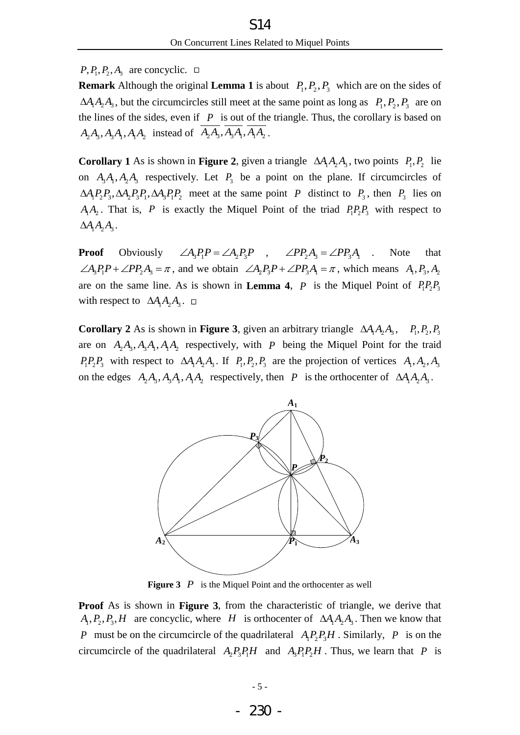$P, P_1, P_2, A_3$ are concyclic. □

**Remark** Although the original **Lemma 1** is about $P_1, P_2, P_3$ which are on the sides of $\Delta A_1A_2A_3$, but the circumcircles still meet at the same point as long as $P_1, P_2, P_3$ are on the lines of the sides, even if $P$ is out of the triangle. Thus, the corollary is based on $A_2A_3, A_3A_1, A_1A_2$ instead of $\overline{A_2A_3}, \overline{A_3A_1}, \overline{A_1A_2}$.

**Corollary 1** As is shown in **Figure 2**, given a triangle $\Delta A_1A_2A_3$, two points $P_1, P_2$ lie on $A_3A_1, A_2A_3$ respectively. Let $P_3$ be a point on the plane. If circumcircles of $\Delta A_1P_2P_3, \Delta A_2P_3P_1, \Delta A_3P_1P_2$ meet at the same point $P$ distinct to $P_3$, then $P_3$ lies on $A_1A_2$. That is, $P$ is exactly the Miquel Point of the triad $P_1P_2P_3$ with respect to $\Delta A_1A_2A_3$.

**Proof** Obviously $\angle A_3P_1P = \angle A_2P_3P$, $\angle PP_2A_3 = \angle PP_3A_1$. Note that $\angle A_3P_1P + \angle PP_2A_3 = \pi$, and we obtain $\angle A_2P_3P + \angle PP_3A_1 = \pi$, which means $A_1, P_3, A_2$ are on the same line. As is shown in **Lemma 4**, $P$ is the Miquel Point of $P_1P_2P_3$ with respect to $\Delta A_1A_2A_3$. □

**Corollary 2** As is shown in **Figure 3**, given an arbitrary triangle $\Delta A_1A_2A_3$, $P_1, P_2, P_3$ are on $A_2A_3, A_3A_1, A_1A_2$ respectively, with $P$ being the Miquel Point for the traid $P_1P_2P_3$ with respect to $\Delta A_1A_2A_3$. If $P_1, P_2, P_3$ are the projection of vertices $A_1, A_2, A_3$ on the edges $A_2A_3, A_3A_1, A_1A_2$ respectively, then $P$ is the orthocenter of $\Delta A_1A_2A_3$.

**Figure 3** $P$ is the Miquel Point and the orthocenter as well

**Proof** As is shown in **Figure 3**, from the characteristic of triangle, we derive that $A_1, P_2, P_3, H$ are concyclic, where $H$ is orthocenter of $\Delta A_1A_2A_3$. Then we know that $P$ must be on the circumcircle of the quadrilateral $A_1P_2P_3H$. Similarly, $P$ is on the circumcircle of the quadrilateral $A_2P_3P_1H$ and $A_3P_1P_2H$. Thus, we learn that $P$ is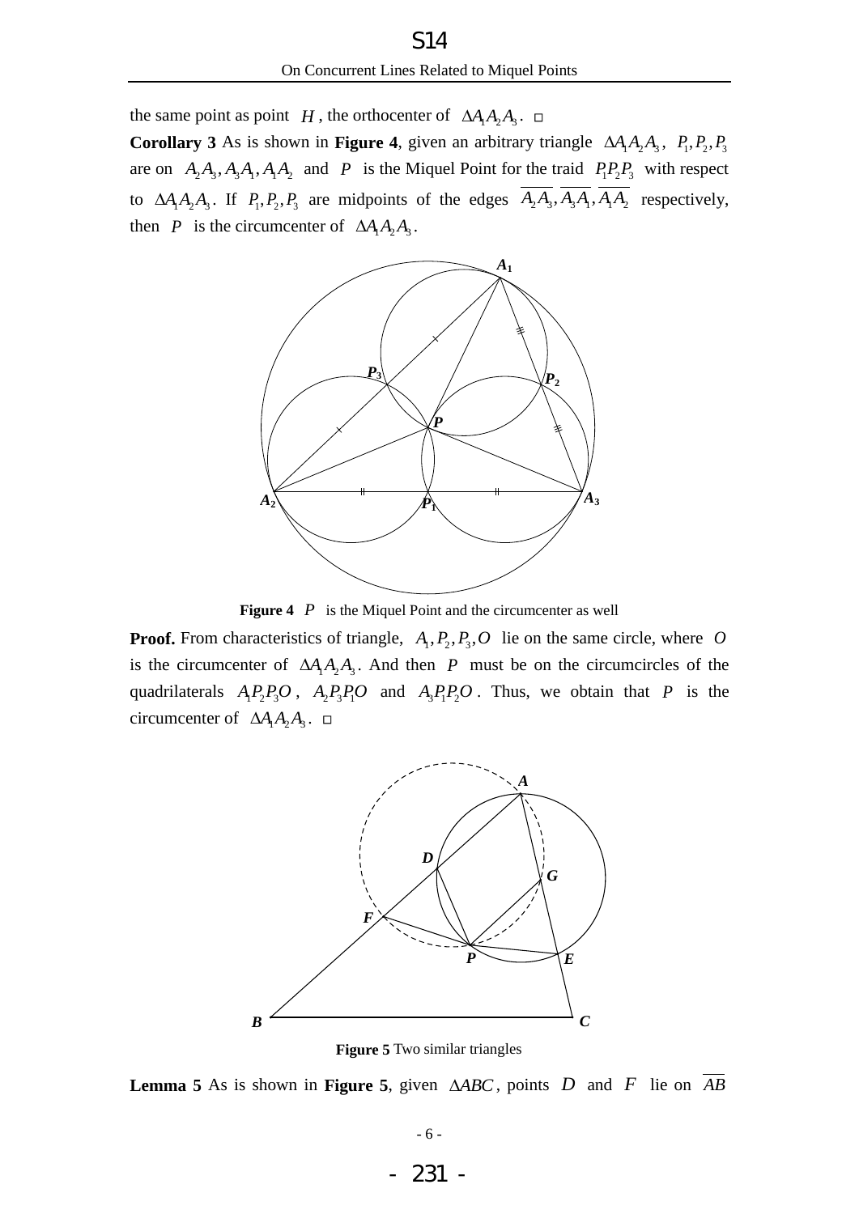the same point as point $H$, the orthocenter of $\Delta A_1A_2A_3$. □

**Corollary 3** As is shown in **Figure 4**, given an arbitrary triangle $\Delta A_1A_2A_3$, $P_1,P_2,P_3$ are on $A_2A_3, A_3A_1, A_1A_2$ and $P$ is the Miquel Point for the traid $P_1P_2P_3$ with respect to $\Delta A_1A_2A_3$. If $P_1,P_2,P_3$ are midpoints of the edges $\overline{A_2A_3}, \overline{A_3A_1}, \overline{A_1A_2}$ respectively, then $P$ is the circumcenter of $\Delta A_1A_2A_3$.

**Figure 4** $P$ is the Miquel Point and the circumcenter as well

**Proof.** From characteristics of triangle, $A_1,P_2,P_3,O$ lie on the same circle, where $O$ is the circumcenter of $\Delta A_1A_2A_3$. And then $P$ must be on the circumcircles of the quadrilaterals $A_1P_2P_3O$, $A_2P_3P_1O$ and $A_3P_1P_2O$. Thus, we obtain that $P$ is the circumcenter of $\Delta A_1A_2A_3$. □

**Figure 5** Two similar triangles

**Lemma 5** As is shown in **Figure 5**, given $\Delta ABC$, points $D$ and $F$ lie on $\overline{AB}$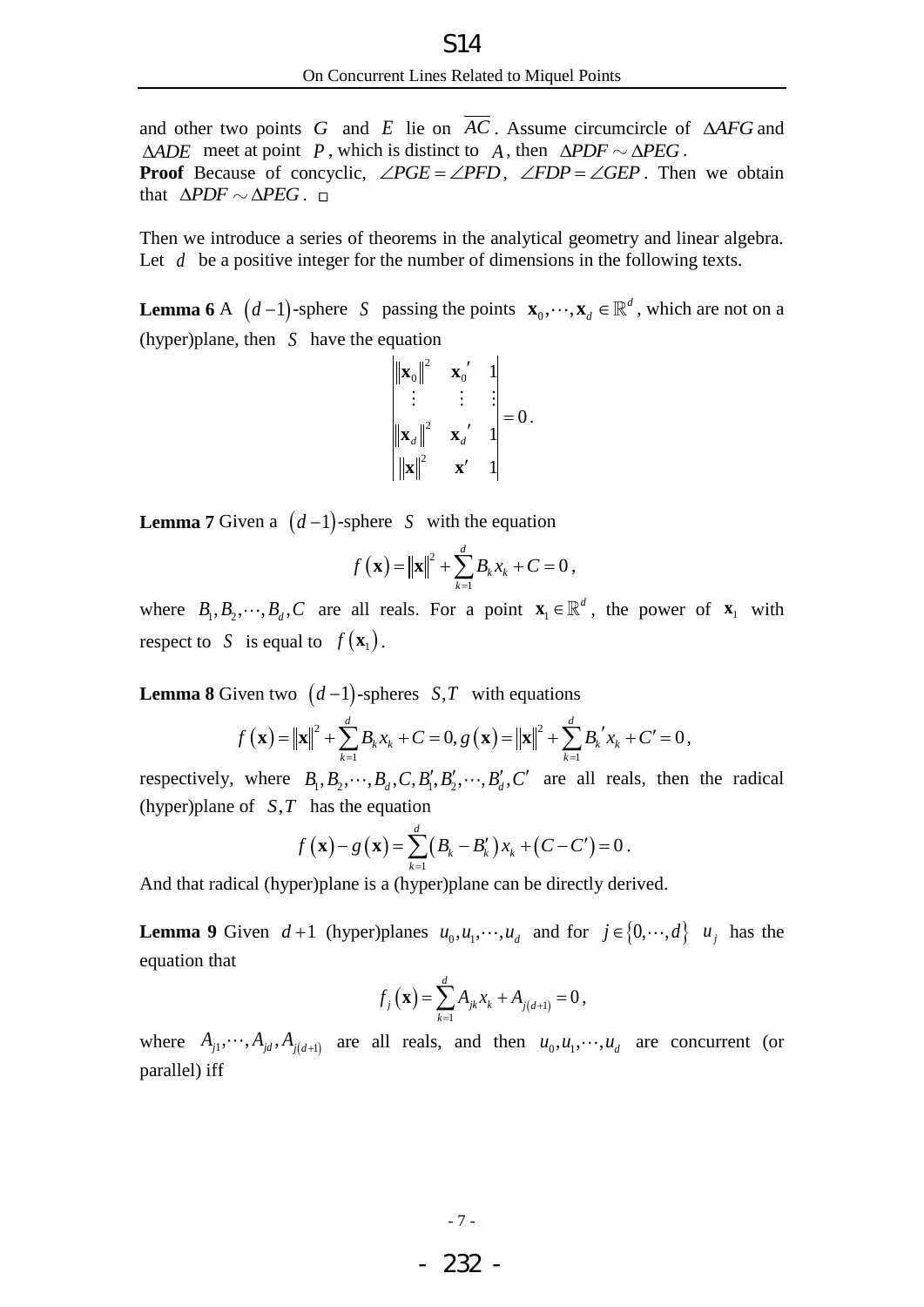and other two points $G$ and $E$ lie on $\overline{AC}$. Assume circumcircle of $\Delta AFG$ and $\Delta ADE$ meet at point $P$, which is distinct to $A$, then $\Delta PDF \sim \Delta PEG$.

**Proof** Because of concyclic, $\angle PGE = \angle PFD$, $\angle FDP = \angle GEP$. Then we obtain that $\Delta PDF \sim \Delta PEG$. □

Then we introduce a series of theorems in the analytical geometry and linear algebra. Let $d$ be a positive integer for the number of dimensions in the following texts.

**Lemma 6** A $(d-1)$-sphere $S$ passing the points $\mathbf{x}_0, \cdots, \mathbf{x}_d \in \mathbb{R}^d$, which are not on a (hyper)plane, then $S$ have the equation

$$\begin{vmatrix} \|\mathbf{x}_0\|^2 & \mathbf{x}_0' & 1 \\ \vdots & \vdots & \vdots \\ \|\mathbf{x}_d\|^2 & \mathbf{x}_d' & 1 \\ \|\mathbf{x}\|^2 & \mathbf{x}' & 1 \end{vmatrix} = 0 .$$

**Lemma 7** Given a $(d-1)$-sphere $S$ with the equation

$$f(\mathbf{x}) = \|\mathbf{x}\|^2 + \sum_{k=1}^{d} B_k x_k + C = 0 ,$$

where $B_1, B_2, \cdots, B_d, C$ are all reals. For a point $\mathbf{x}_1 \in \mathbb{R}^d$, the power of $\mathbf{x}_1$ with respect to $S$ is equal to $f(\mathbf{x}_1)$.

**Lemma 8** Given two $(d-1)$-spheres $S, T$ with equations

$$f(\mathbf{x}) = \|\mathbf{x}\|^2 + \sum_{k=1}^{d} B_k x_k + C = 0, \; g(\mathbf{x}) = \|\mathbf{x}\|^2 + \sum_{k=1}^{d} B_k' x_k + C' = 0 ,$$

respectively, where $B_1, B_2, \cdots, B_d, C, B_1', B_2', \cdots, B_d', C'$ are all reals, then the radical (hyper)plane of $S, T$ has the equation

$$f(\mathbf{x}) - g(\mathbf{x}) = \sum_{k=1}^{d} (B_k - B_k') x_k + (C - C') = 0 .$$

And that radical (hyper)plane is a (hyper)plane can be directly derived.

**Lemma 9** Given $d+1$ (hyper)planes $u_0, u_1, \cdots, u_d$ and for $j \in \{0, \cdots, d\}$ $u_j$ has the equation that

$$f_j(\mathbf{x}) = \sum_{k=1}^{d} A_{jk} x_k + A_{j(d+1)} = 0 ,$$

where $A_{j1}, \cdots, A_{jd}, A_{j(d+1)}$ are all reals, and then $u_0, u_1, \cdots, u_d$ are concurrent (or parallel) iff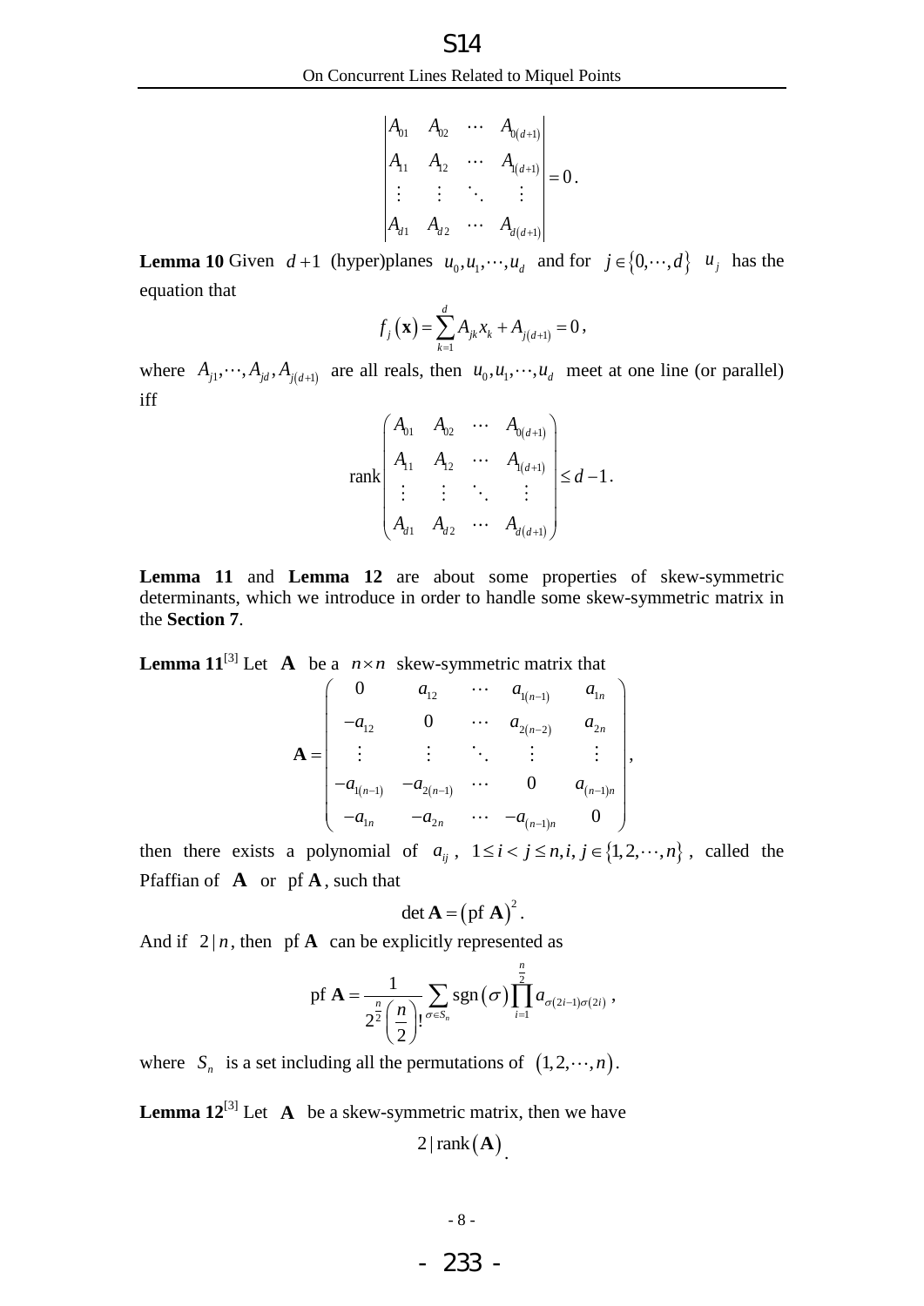$$\begin{vmatrix} A_{01} & A_{02} & \cdots & A_{0(d+1)} \\ A_{11} & A_{12} & \cdots & A_{1(d+1)} \\ \vdots & \vdots & \ddots & \vdots \\ A_{d1} & A_{d2} & \cdots & A_{d(d+1)} \end{vmatrix} = 0 .$$

**Lemma 10** Given $d+1$ (hyper)planes $u_0, u_1, \cdots, u_d$ and for $j \in \{0, \cdots, d\}$ $u_j$ has the equation that

$$f_j(\mathbf{x}) = \sum_{k=1}^{d} A_{jk} x_k + A_{j(d+1)} = 0 ,$$

where $A_{j1}, \cdots, A_{jd}, A_{j(d+1)}$ are all reals, then $u_0, u_1, \cdots, u_d$ meet at one line (or parallel) iff

$$\operatorname{rank} \begin{pmatrix} A_{01} & A_{02} & \cdots & A_{0(d+1)} \\ A_{11} & A_{12} & \cdots & A_{1(d+1)} \\ \vdots & \vdots & \ddots & \vdots \\ A_{d1} & A_{d2} & \cdots & A_{d(d+1)} \end{pmatrix} \le d-1 .$$

**Lemma 11** and **Lemma 12** are about some properties of skew-symmetric determinants, which we introduce in order to handle some skew-symmetric matrix in the **Section 7**.

**Lemma 11**[3] Let $\mathbf{A}$ be a $n \times n$ skew-symmetric matrix that

$$\mathbf{A} = \begin{pmatrix} 0 & a_{12} & \cdots & a_{1(n-1)} & a_{1n} \\ -a_{12} & 0 & \cdots & a_{2(n-2)} & a_{2n} \\ \vdots & \vdots & \ddots & \vdots & \vdots \\ -a_{1(n-1)} & -a_{2(n-1)} & \cdots & 0 & a_{(n-1)n} \\ -a_{1n} & -a_{2n} & \cdots & -a_{(n-1)n} & 0 \end{pmatrix},$$

then there exists a polynomial of $a_{ij}$, $1 \le i < j \le n, i, j \in \{1, 2, \cdots, n\}$, called the Pfaffian of $\mathbf{A}$ or $\operatorname{pf} \mathbf{A}$, such that

$$\det \mathbf{A} = (\operatorname{pf} \mathbf{A})^2 .$$

And if $2 \mid n$, then $\operatorname{pf} \mathbf{A}$ can be explicitly represented as

$$\operatorname{pf} \mathbf{A} = \frac{1}{2^{\frac{n}{2}} \left(\frac{n}{2}\right)!} \sum_{\sigma \in S_n} \operatorname{sgn}(\sigma) \prod_{i=1}^{\frac{n}{2}} a_{\sigma(2i-1)\sigma(2i)} ,$$

where $S_n$ is a set including all the permutations of $(1, 2, \cdots, n)$.

**Lemma 12**[3] Let $\mathbf{A}$ be a skew-symmetric matrix, then we have

$$2 \mid \operatorname{rank}(\mathbf{A}) .$$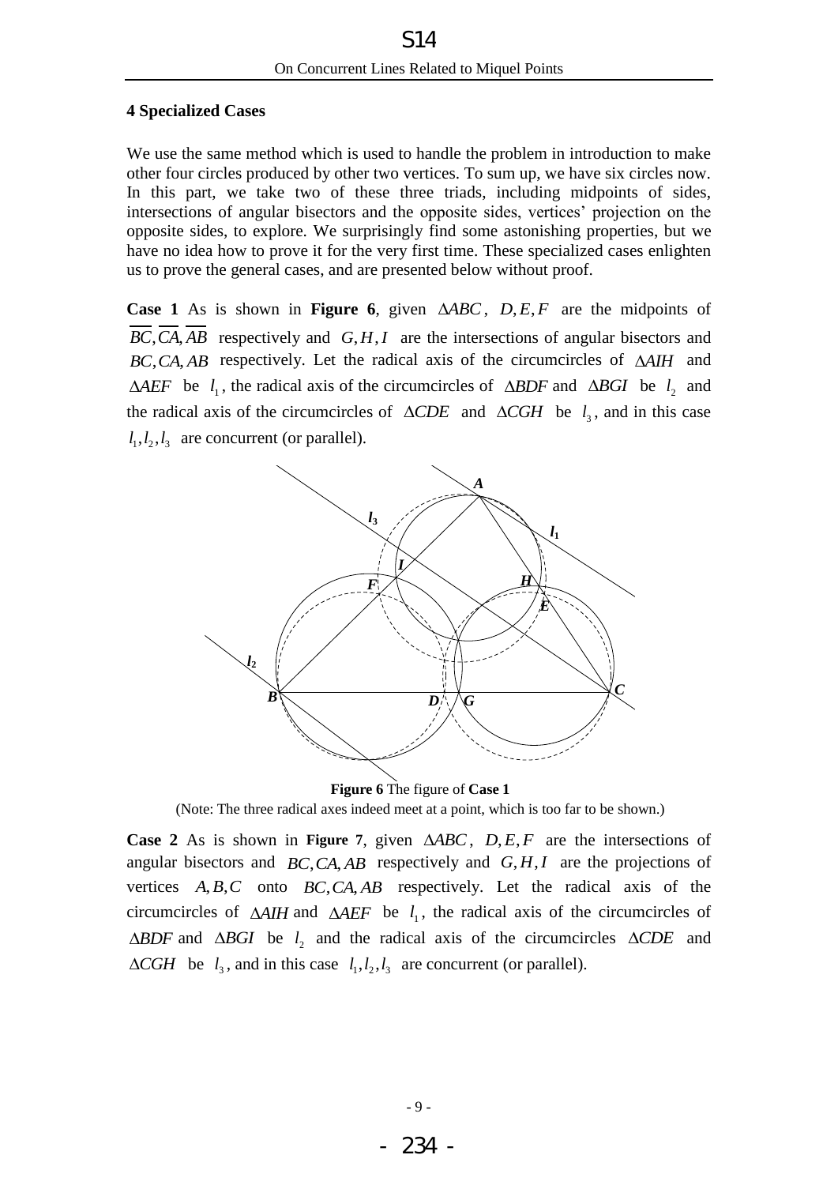## 4 Specialized Cases

We use the same method which is used to handle the problem in introduction to make other four circles produced by other two vertices. To sum up, we have six circles now. In this part, we take two of these three triads, including midpoints of sides, intersections of angular bisectors and the opposite sides, vertices' projection on the opposite sides, to explore. We surprisingly find some astonishing properties, but we have no idea how to prove it for the very first time. These specialized cases enlighten us to prove the general cases, and are presented below without proof.

**Case 1** As is shown in **Figure 6**, given $\Delta ABC$, $D, E, F$ are the midpoints of $\overline{BC}, \overline{CA}, \overline{AB}$ respectively and $G, H, I$ are the intersections of angular bisectors and $BC, CA, AB$ respectively. Let the radical axis of the circumcircles of $\Delta AIH$ and $\Delta AEF$ be $l_1$, the radical axis of the circumcircles of $\Delta BDF$ and $\Delta BGI$ be $l_2$ and the radical axis of the circumcircles of $\Delta CDE$ and $\Delta CGH$ be $l_3$, and in this case $l_1, l_2, l_3$ are concurrent (or parallel).

**Figure 6** The figure of **Case 1**

(Note: The three radical axes indeed meet at a point, which is too far to be shown.)

**Case 2** As is shown in **Figure 7**, given $\Delta ABC$, $D, E, F$ are the intersections of angular bisectors and $BC, CA, AB$ respectively and $G, H, I$ are the projections of vertices $A, B, C$ onto $BC, CA, AB$ respectively. Let the radical axis of the circumcircles of $\Delta AIH$ and $\Delta AEF$ be $l_1$, the radical axis of the circumcircles of $\Delta BDF$ and $\Delta BGI$ be $l_2$ and the radical axis of the circumcircles $\Delta CDE$ and $\Delta CGH$ be $l_3$, and in this case $l_1, l_2, l_3$ are concurrent (or parallel).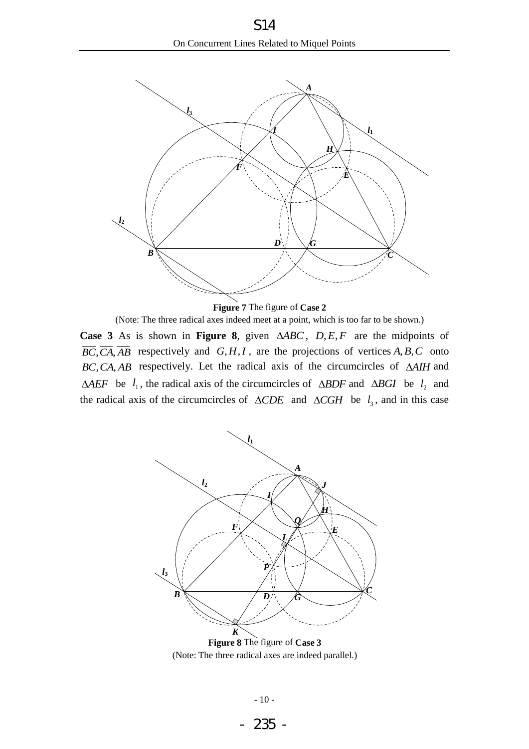**Figure 7** The figure of **Case 2**

(Note: The three radical axes indeed meet at a point, which is too far to be shown.)

**Case 3** As is shown in **Figure 8**, given $\Delta ABC$, $D,E,F$ are the midpoints of $\overline{BC},\overline{CA},\overline{AB}$ respectively and $G,H,I$, are the projections of vertices $A,B,C$ onto $BC,CA,AB$ respectively. Let the radical axis of the circumcircles of $\Delta AIH$ and $\Delta AEF$ be $l_1$, the radical axis of the circumcircles of $\Delta BDF$ and $\Delta BGI$ be $l_2$ and the radical axis of the circumcircles of $\Delta CDE$ and $\Delta CGH$ be $l_3$, and in this case

**Figure 8** The figure of **Case 3**

(Note: The three radical axes are indeed parallel.)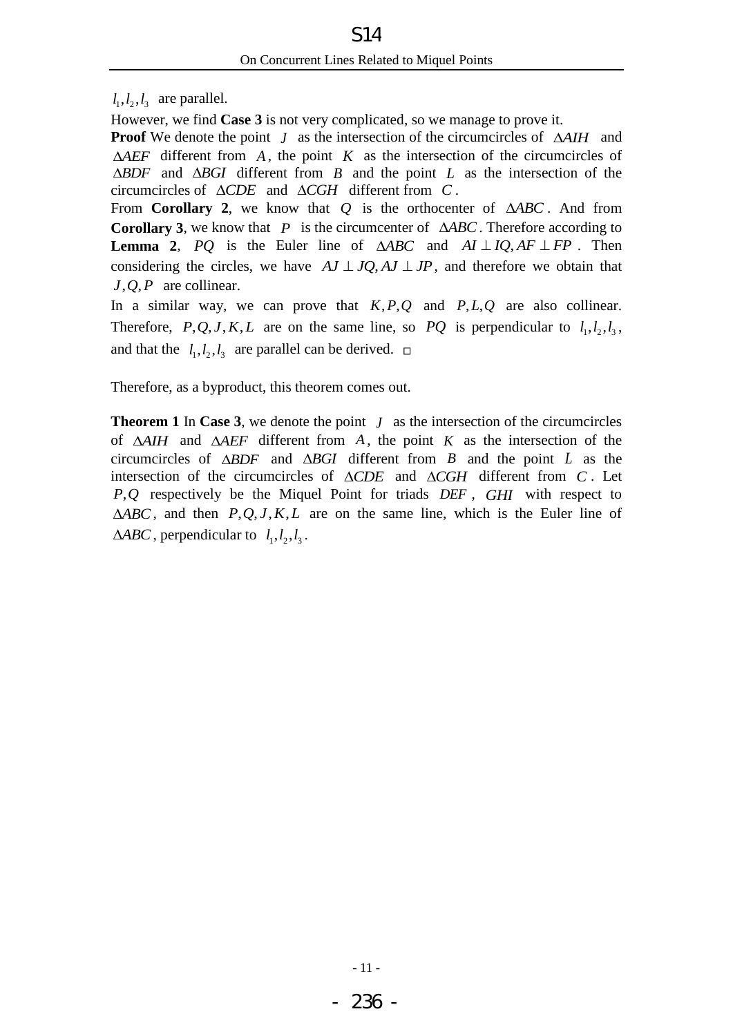$l_1, l_2, l_3$ are parallel.

However, we find **Case 3** is not very complicated, so we manage to prove it.

**Proof** We denote the point $J$ as the intersection of the circumcircles of $\Delta AIH$ and $\Delta AEF$ different from $A$, the point $K$ as the intersection of the circumcircles of $\Delta BDF$ and $\Delta BGI$ different from $B$ and the point $L$ as the intersection of the circumcircles of $\Delta CDE$ and $\Delta CGH$ different from $C$.

From **Corollary 2**, we know that $Q$ is the orthocenter of $\Delta ABC$. And from **Corollary 3**, we know that $P$ is the circumcenter of $\Delta ABC$. Therefore according to **Lemma 2**, $PQ$ is the Euler line of $\Delta ABC$ and $AI \perp IQ, AF \perp FP$. Then considering the circles, we have $AJ \perp JQ, AJ \perp JP$, and therefore we obtain that $J, Q, P$ are collinear.

In a similar way, we can prove that $K, P, Q$ and $P, L, Q$ are also collinear. Therefore, $P, Q, J, K, L$ are on the same line, so $PQ$ is perpendicular to $l_1, l_2, l_3$, and that the $l_1, l_2, l_3$ are parallel can be derived. □

Therefore, as a byproduct, this theorem comes out.

**Theorem 1** In **Case 3**, we denote the point $J$ as the intersection of the circumcircles of $\Delta AIH$ and $\Delta AEF$ different from $A$, the point $K$ as the intersection of the circumcircles of $\Delta BDF$ and $\Delta BGI$ different from $B$ and the point $L$ as the intersection of the circumcircles of $\Delta CDE$ and $\Delta CGH$ different from $C$. Let $P, Q$ respectively be the Miquel Point for triads $DEF$, $GHI$ with respect to $\Delta ABC$, and then $P, Q, J, K, L$ are on the same line, which is the Euler line of $\Delta ABC$, perpendicular to $l_1, l_2, l_3$.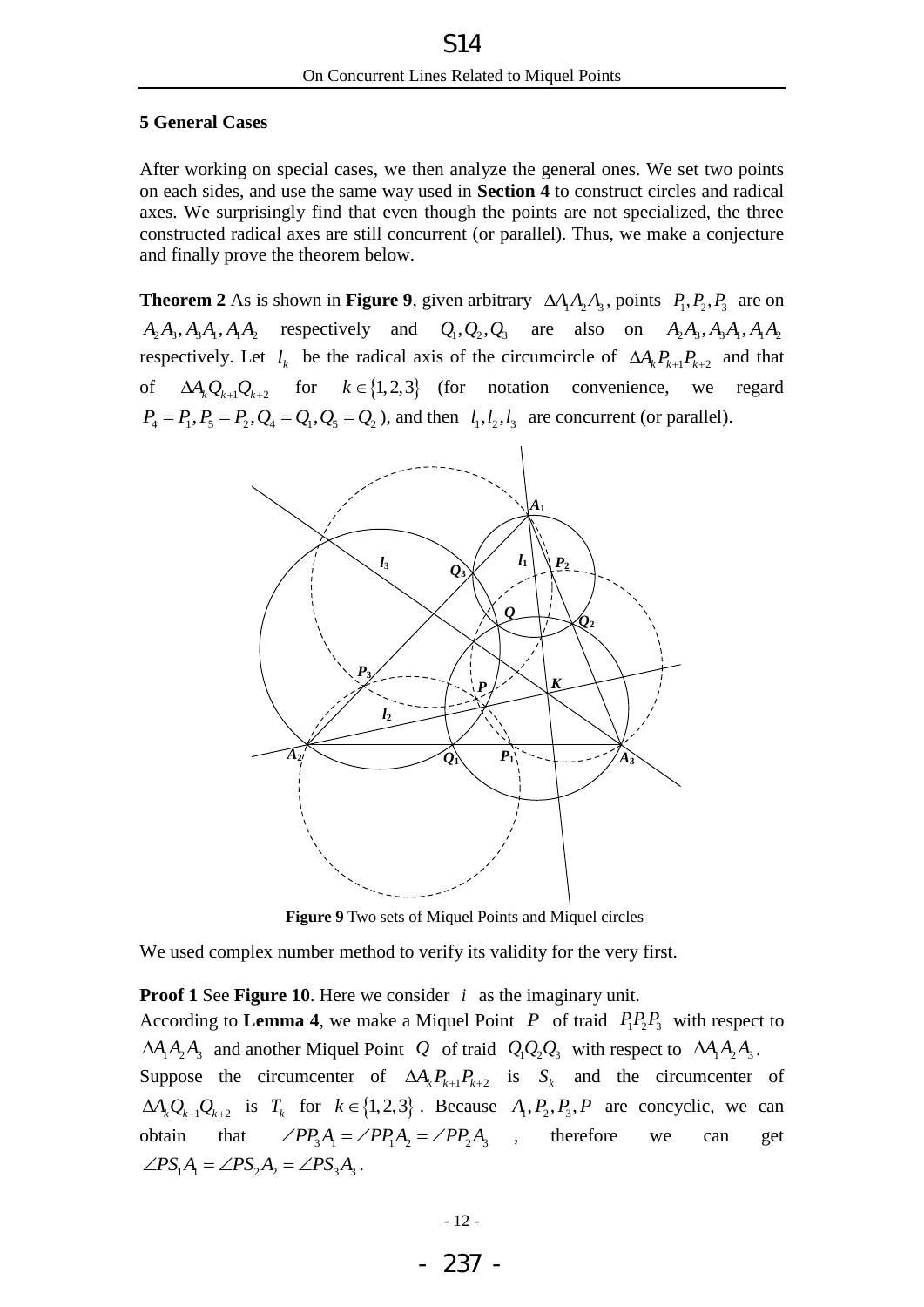## 5 General Cases

After working on special cases, we then analyze the general ones. We set two points on each sides, and use the same way used in **Section 4** to construct circles and radical axes. We surprisingly find that even though the points are not specialized, the three constructed radical axes are still concurrent (or parallel). Thus, we make a conjecture and finally prove the theorem below.

**Theorem 2** As is shown in **Figure 9**, given arbitrary $\Delta A_1A_2A_3$, points $P_1, P_2, P_3$ are on $A_2A_3, A_3A_1, A_1A_2$ respectively and $Q_1, Q_2, Q_3$ are also on $A_2A_3, A_3A_1, A_1A_2$ respectively. Let $l_k$ be the radical axis of the circumcircle of $\Delta A_kP_{k+1}P_{k+2}$ and that of $\Delta A_kQ_{k+1}Q_{k+2}$ for $k \in \{1,2,3\}$ (for notation convenience, we regard $P_4 = P_1, P_5 = P_2, Q_4 = Q_1, Q_5 = Q_2$), and then $l_1, l_2, l_3$ are concurrent (or parallel).

**Figure 9** Two sets of Miquel Points and Miquel circles

We used complex number method to verify its validity for the very first.

**Proof 1** See **Figure 10**. Here we consider $i$ as the imaginary unit.

According to **Lemma 4**, we make a Miquel Point $P$ of traid $P_1P_2P_3$ with respect to $\Delta A_1A_2A_3$ and another Miquel Point $Q$ of traid $Q_1Q_2Q_3$ with respect to $\Delta A_1A_2A_3$.

Suppose the circumcenter of $\Delta A_kP_{k+1}P_{k+2}$ is $S_k$ and the circumcenter of $\Delta A_kQ_{k+1}Q_{k+2}$ is $T_k$ for $k \in \{1,2,3\}$. Because $A_1, P_2, P_3, P$ are concyclic, we can obtain that $\angle PP_3A_1 = \angle PP_1A_2 = \angle PP_2A_3$, therefore we can get $\angle PS_1A_1 = \angle PS_2A_2 = \angle PS_3A_3$.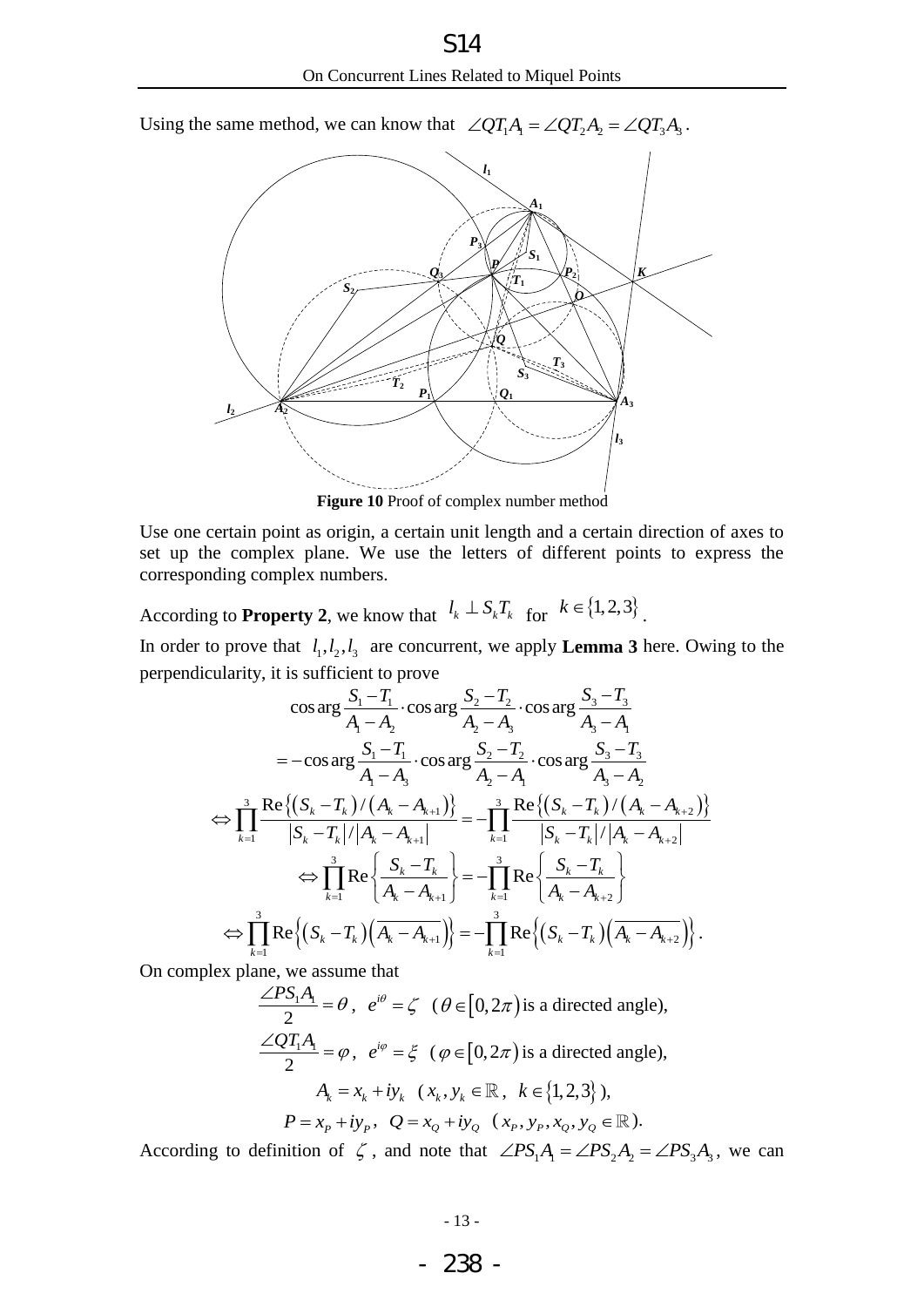Using the same method, we can know that $\angle QT_1A_1 = \angle QT_2A_2 = \angle QT_3A_3$.

**Figure 10** Proof of complex number method

Use one certain point as origin, a certain unit length and a certain direction of axes to set up the complex plane. We use the letters of different points to express the corresponding complex numbers.

According to **Property 2**, we know that $l_k \perp S_kT_k$ for $k \in \{1,2,3\}$.

In order to prove that $l_1, l_2, l_3$ are concurrent, we apply **Lemma 3** here. Owing to the perpendicularity, it is sufficient to prove

$$\cos\arg\frac{S_1-T_1}{A_1-A_2}\cdot\cos\arg\frac{S_2-T_2}{A_2-A_3}\cdot\cos\arg\frac{S_3-T_3}{A_3-A_1}$$

$$=-\cos\arg\frac{S_1-T_1}{A_1-A_3}\cdot\cos\arg\frac{S_2-T_2}{A_2-A_1}\cdot\cos\arg\frac{S_3-T_3}{A_3-A_2}$$

$$\Leftrightarrow \prod_{k=1}^{3}\frac{\mathrm{Re}\left\{(S_k-T_k)/(A_k-A_{k+1})\right\}}{|S_k-T_k|/|A_k-A_{k+1}|}=-\prod_{k=1}^{3}\frac{\mathrm{Re}\left\{(S_k-T_k)/(A_k-A_{k+2})\right\}}{|S_k-T_k|/|A_k-A_{k+2}|}$$

$$\Leftrightarrow \prod_{k=1}^{3}\mathrm{Re}\left\{\frac{S_k-T_k}{A_k-A_{k+1}}\right\}=-\prod_{k=1}^{3}\mathrm{Re}\left\{\frac{S_k-T_k}{A_k-A_{k+2}}\right\}$$

$$\Leftrightarrow \prod_{k=1}^{3}\mathrm{Re}\left\{(S_k-T_k)\left(\overline{A_k-A_{k+1}}\right)\right\}=-\prod_{k=1}^{3}\mathrm{Re}\left\{(S_k-T_k)\left(\overline{A_k-A_{k+2}}\right)\right\}.$$

On complex plane, we assume that

$$\frac{\angle PS_1A_1}{2}=\theta,\ e^{i\theta}=\zeta\quad(\theta\in[0,2\pi)\text{ is a directed angle}),$$

$$\frac{\angle QT_1A_1}{2}=\varphi,\ e^{i\varphi}=\xi\quad(\varphi\in[0,2\pi)\text{ is a directed angle}),$$

$$A_k=x_k+iy_k\quad(x_k,y_k\in\mathbb{R},\ k\in\{1,2,3\}),$$

$$P=x_P+iy_P,\ Q=x_Q+iy_Q\quad(x_P,y_P,x_Q,y_Q\in\mathbb{R}).$$

According to definition of $\zeta$, and note that $\angle PS_1A_1 = \angle PS_2A_2 = \angle PS_3A_3$, we can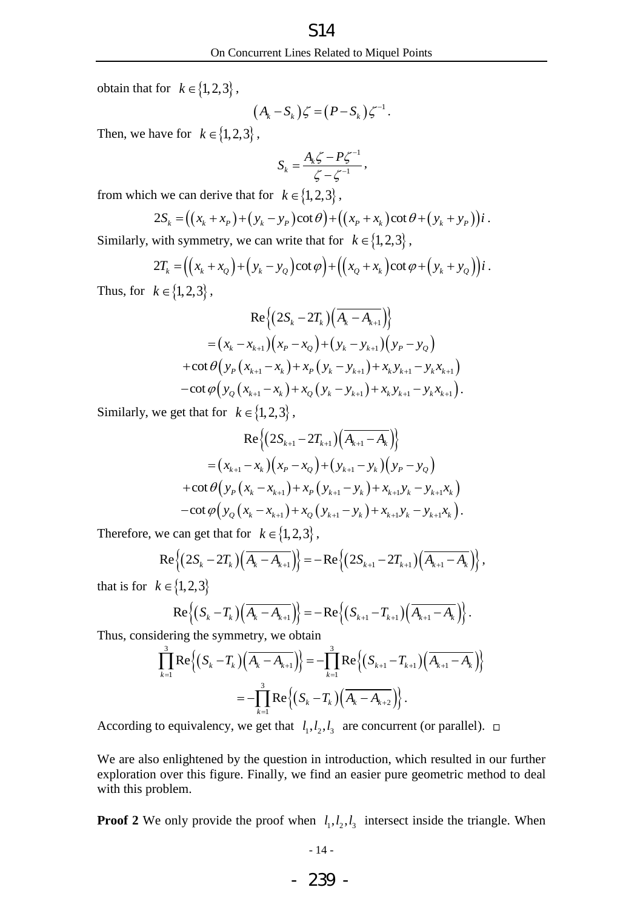obtain that for $k \in \{1,2,3\}$,

$$\left(A_k - S_k\right)\zeta = \left(P - S_k\right)\zeta^{-1}.$$

Then, we have for $k \in \{1,2,3\}$,

$$S_k = \frac{A_k\zeta - P\zeta^{-1}}{\zeta - \zeta^{-1}},$$

from which we can derive that for $k \in \{1,2,3\}$,

$$2S_k = \left(\left(x_k + x_P\right) + \left(y_k - y_P\right)\cot\theta\right) + \left(\left(x_P + x_k\right)\cot\theta + \left(y_k + y_P\right)\right)i.$$

Similarly, with symmetry, we can write that for $k \in \{1,2,3\}$,

$$2T_k = \left(\left(x_k + x_Q\right) + \left(y_k - y_Q\right)\cot\varphi\right) + \left(\left(x_Q + x_k\right)\cot\varphi + \left(y_k + y_Q\right)\right)i.$$

Thus, for $k \in \{1,2,3\}$,

$$\begin{aligned}
&\operatorname{Re}\left\{\left(2S_k - 2T_k\right)\left(\overline{A_k - A_{k+1}}\right)\right\} \\
&= \left(x_k - x_{k+1}\right)\left(x_P - x_Q\right) + \left(y_k - y_{k+1}\right)\left(y_P - y_Q\right) \\
&+ \cot\theta\left(y_P\left(x_{k+1} - x_k\right) + x_P\left(y_k - y_{k+1}\right) + x_k y_{k+1} - y_k x_{k+1}\right) \\
&- \cot\varphi\left(y_Q\left(x_{k+1} - x_k\right) + x_Q\left(y_k - y_{k+1}\right) + x_k y_{k+1} - y_k x_{k+1}\right).
\end{aligned}$$

Similarly, we get that for $k \in \{1,2,3\}$,

$$\begin{aligned}
&\operatorname{Re}\left\{\left(2S_{k+1} - 2T_{k+1}\right)\left(\overline{A_{k+1} - A_k}\right)\right\} \\
&= \left(x_{k+1} - x_k\right)\left(x_P - x_Q\right) + \left(y_{k+1} - y_k\right)\left(y_P - y_Q\right) \\
&+ \cot\theta\left(y_P\left(x_k - x_{k+1}\right) + x_P\left(y_{k+1} - y_k\right) + x_{k+1} y_k - y_{k+1} x_k\right) \\
&- \cot\varphi\left(y_Q\left(x_k - x_{k+1}\right) + x_Q\left(y_{k+1} - y_k\right) + x_{k+1} y_k - y_{k+1} x_k\right).
\end{aligned}$$

Therefore, we can get that for $k \in \{1,2,3\}$,

$$\operatorname{Re}\left\{\left(2S_k - 2T_k\right)\left(\overline{A_k - A_{k+1}}\right)\right\} = -\operatorname{Re}\left\{\left(2S_{k+1} - 2T_{k+1}\right)\left(\overline{A_{k+1} - A_k}\right)\right\},$$

that is for $k \in \{1,2,3\}$

$$\operatorname{Re}\left\{\left(S_k - T_k\right)\left(\overline{A_k - A_{k+1}}\right)\right\} = -\operatorname{Re}\left\{\left(S_{k+1} - T_{k+1}\right)\left(\overline{A_{k+1} - A_k}\right)\right\}.$$

Thus, considering the symmetry, we obtain

$$\begin{aligned}
\prod_{k=1}^{3}\operatorname{Re}\left\{\left(S_k - T_k\right)\left(\overline{A_k - A_{k+1}}\right)\right\} &= -\prod_{k=1}^{3}\operatorname{Re}\left\{\left(S_{k+1} - T_{k+1}\right)\left(\overline{A_{k+1} - A_k}\right)\right\} \\
&= -\prod_{k=1}^{3}\operatorname{Re}\left\{\left(S_k - T_k\right)\left(\overline{A_k - A_{k+2}}\right)\right\}.
\end{aligned}$$

According to equivalency, we get that $l_1, l_2, l_3$ are concurrent (or parallel). □

We are also enlightened by the question in introduction, which resulted in our further exploration over this figure. Finally, we find an easier pure geometric method to deal with this problem.

**Proof 2** We only provide the proof when $l_1, l_2, l_3$ intersect inside the triangle. When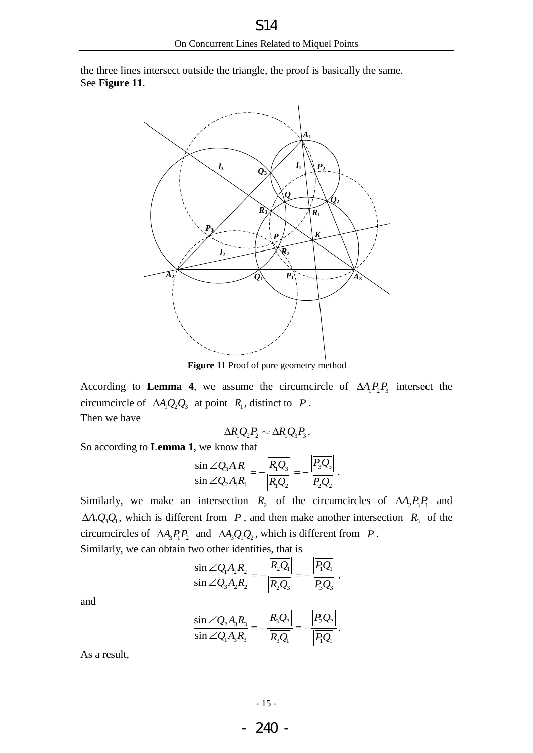the three lines intersect outside the triangle, the proof is basically the same. See **Figure 11**.

**Figure 11** Proof of pure geometry method

According to **Lemma 4**, we assume the circumcircle of $\Delta A_1P_2P_3$ intersect the circumcircle of $\Delta A_1Q_2Q_3$ at point $R_1$, distinct to $P$.

Then we have

$$\Delta R_1Q_2P_2 \sim \Delta R_1Q_3P_3.$$

So according to **Lemma 1**, we know that

$$\frac{\sin\angle Q_3A_1R_1}{\sin\angle Q_2A_1R_1} = -\frac{\overline{|R_1Q_3|}}{|R_1Q_2|} = -\frac{|P_3Q_3|}{|P_2Q_2|}.$$

Similarly, we make an intersection $R_2$ of the circumcircles of $\Delta A_2P_3P_1$ and $\Delta A_2Q_3Q_1$, which is different from $P$, and then make another intersection $R_3$ of the circumcircles of $\Delta A_3P_1P_2$ and $\Delta A_3Q_1Q_2$, which is different from $P$.

Similarly, we can obtain two other identities, that is

$$\frac{\sin\angle Q_1A_2R_2}{\sin\angle Q_3A_2R_2} = -\frac{|R_2Q_1|}{|R_2Q_3|} = -\frac{|P_1Q_1|}{|P_3Q_3|},$$

and

$$\frac{\sin\angle Q_2A_3R_3}{\sin\angle Q_1A_3R_3} = -\frac{|R_3Q_2|}{|R_3Q_1|} = -\frac{|P_2Q_2|}{|P_1Q_1|}.$$

As a result,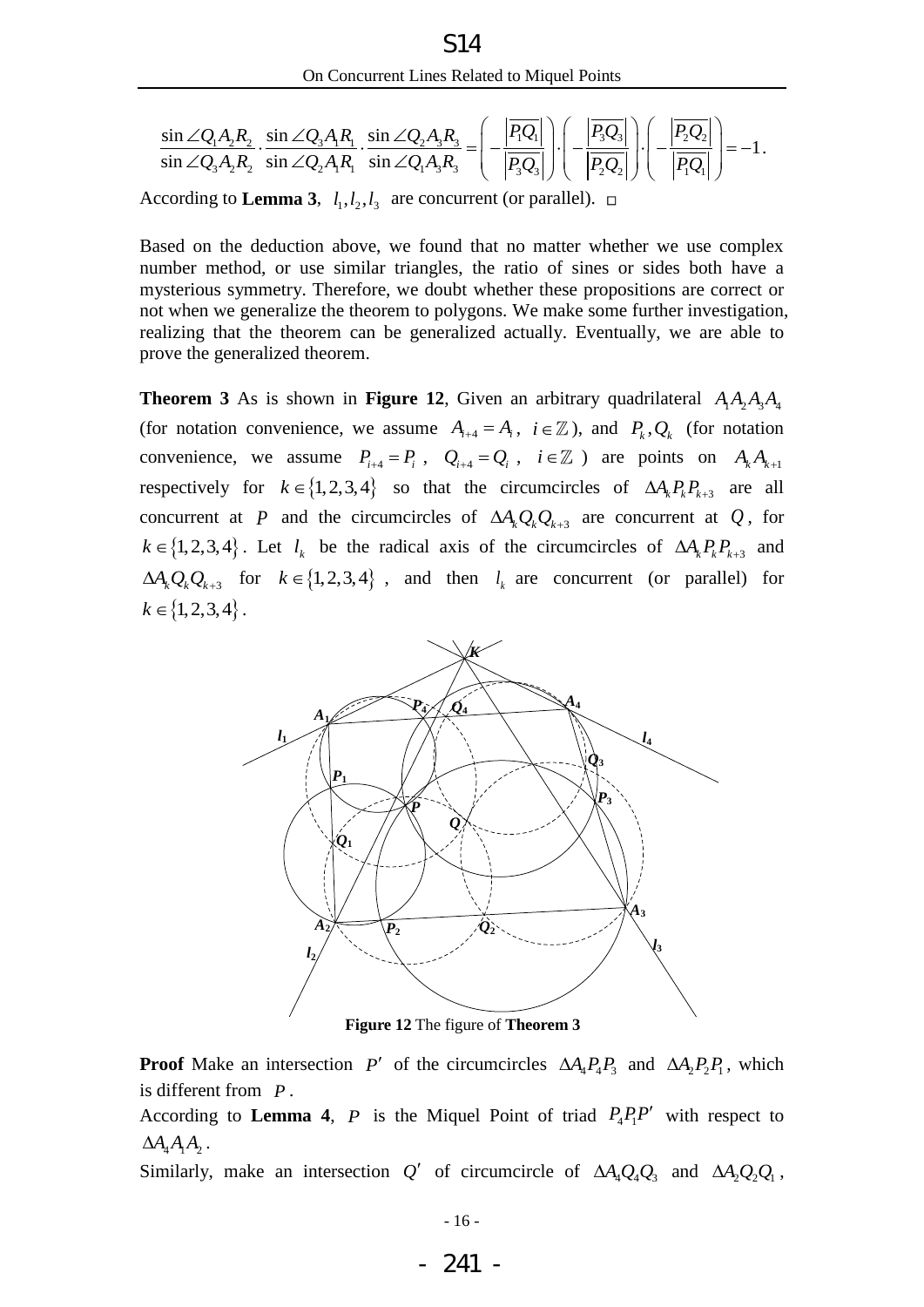$$\frac{\sin\angle Q_1A_2R_2}{\sin\angle Q_3A_2R_2}\cdot\frac{\sin\angle Q_3A_1R_1}{\sin\angle Q_2A_1R_1}\cdot\frac{\sin\angle Q_2A_3R_3}{\sin\angle Q_1A_3R_3}=\left(-\frac{\left|\overline{P_1Q_1}\right|}{\left|\overline{P_3Q_3}\right|}\right)\cdot\left(-\frac{\left|\overline{P_3Q_3}\right|}{\left|\overline{P_2Q_2}\right|}\right)\cdot\left(-\frac{\left|\overline{P_2Q_2}\right|}{\left|\overline{P_1Q_1}\right|}\right)=-1.$$

According to **Lemma 3**, $l_1, l_2, l_3$ are concurrent (or parallel). □

Based on the deduction above, we found that no matter whether we use complex number method, or use similar triangles, the ratio of sines or sides both have a mysterious symmetry. Therefore, we doubt whether these propositions are correct or not when we generalize the theorem to polygons. We make some further investigation, realizing that the theorem can be generalized actually. Eventually, we are able to prove the generalized theorem.

**Theorem 3** As is shown in **Figure 12**, Given an arbitrary quadrilateral $A_1A_2A_3A_4$ (for notation convenience, we assume $A_{i+4}=A_i$, $i\in\mathbb{Z}$), and $P_k, Q_k$ (for notation convenience, we assume $P_{i+4}=P_i$, $Q_{i+4}=Q_i$, $i\in\mathbb{Z}$) are points on $A_kA_{k+1}$ respectively for $k\in\{1,2,3,4\}$ so that the circumcircles of $\Delta A_kP_kP_{k+3}$ are all concurrent at $P$ and the circumcircles of $\Delta A_kQ_kQ_{k+3}$ are concurrent at $Q$, for $k\in\{1,2,3,4\}$. Let $l_k$ be the radical axis of the circumcircles of $\Delta A_kP_kP_{k+3}$ and $\Delta A_kQ_kQ_{k+3}$ for $k\in\{1,2,3,4\}$, and then $l_k$ are concurrent (or parallel) for $k\in\{1,2,3,4\}$.

**Figure 12** The figure of **Theorem 3**

**Proof** Make an intersection $P'$ of the circumcircles $\Delta A_4P_4P_3$ and $\Delta A_2P_2P_1$, which is different from $P$.

According to **Lemma 4**, $P$ is the Miquel Point of triad $P_4P_1P'$ with respect to $\Delta A_4A_1A_2$.

Similarly, make an intersection $Q'$ of circumcircle of $\Delta A_4Q_4Q_3$ and $\Delta A_2Q_2Q_1$,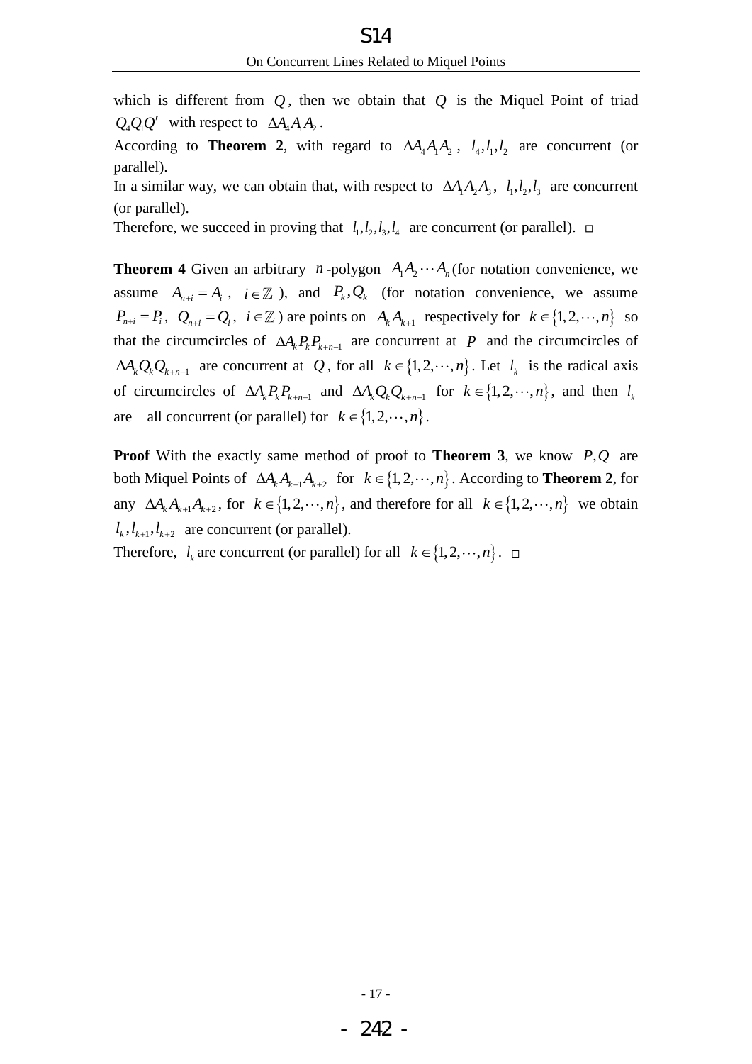which is different from $Q$, then we obtain that $Q$ is the Miquel Point of triad $Q_4Q_1Q'$ with respect to $\Delta A_4A_1A_2$.

According to **Theorem 2**, with regard to $\Delta A_4A_1A_2$, $l_4, l_1, l_2$ are concurrent (or parallel).

In a similar way, we can obtain that, with respect to $\Delta A_1A_2A_3$, $l_1, l_2, l_3$ are concurrent (or parallel).

Therefore, we succeed in proving that $l_1, l_2, l_3, l_4$ are concurrent (or parallel). □

**Theorem 4** Given an arbitrary $n$-polygon $A_1A_2\cdots A_n$ (for notation convenience, we assume $A_{n+i} = A_i$, $i \in \mathbb{Z}$), and $P_k, Q_k$ (for notation convenience, we assume $P_{n+i} = P_i$, $Q_{n+i} = Q_i$, $i \in \mathbb{Z}$) are points on $A_kA_{k+1}$ respectively for $k \in \{1, 2, \cdots, n\}$ so that the circumcircles of $\Delta A_kP_kP_{k+n-1}$ are concurrent at $P$ and the circumcircles of $\Delta A_kQ_kQ_{k+n-1}$ are concurrent at $Q$, for all $k \in \{1, 2, \cdots, n\}$. Let $l_k$ is the radical axis of circumcircles of $\Delta A_kP_kP_{k+n-1}$ and $\Delta A_kQ_kQ_{k+n-1}$ for $k \in \{1, 2, \cdots, n\}$, and then $l_k$ are all concurrent (or parallel) for $k \in \{1, 2, \cdots, n\}$.

**Proof** With the exactly same method of proof to **Theorem 3**, we know $P, Q$ are both Miquel Points of $\Delta A_kA_{k+1}A_{k+2}$ for $k \in \{1, 2, \cdots, n\}$. According to **Theorem 2**, for any $\Delta A_kA_{k+1}A_{k+2}$, for $k \in \{1, 2, \cdots, n\}$, and therefore for all $k \in \{1, 2, \cdots, n\}$ we obtain $l_k, l_{k+1}, l_{k+2}$ are concurrent (or parallel).

Therefore, $l_k$ are concurrent (or parallel) for all $k \in \{1, 2, \cdots, n\}$. □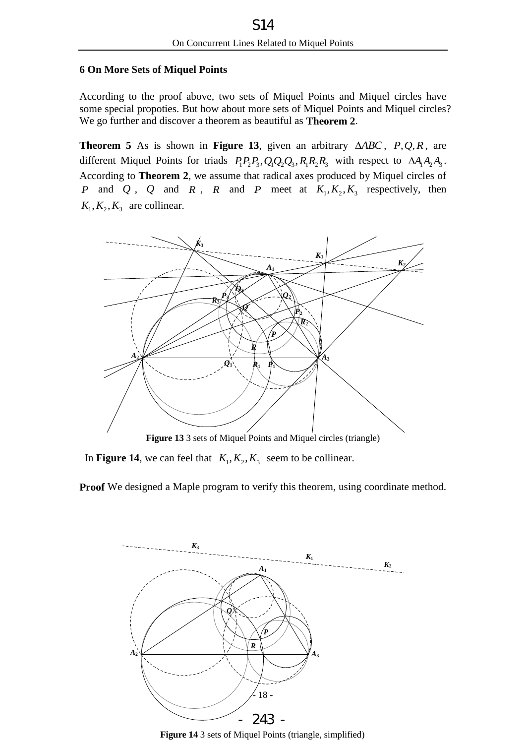## 6 On More Sets of Miquel Points

According to the proof above, two sets of Miquel Points and Miquel circles have some special propoties. But how about more sets of Miquel Points and Miquel circles? We go further and discover a theorem as beautiful as **Theorem 2**.

**Theorem 5** As is shown in **Figure 13**, given an arbitrary $\Delta ABC$, $P,Q,R$, are different Miquel Points for triads $P_1P_2P_3, Q_1Q_2Q_3, R_1R_2R_3$ with respect to $\Delta A_1A_2A_3$. According to **Theorem 2**, we assume that radical axes produced by Miquel circles of $P$ and $Q$, $Q$ and $R$, $R$ and $P$ meet at $K_1, K_2, K_3$ respectively, then $K_1, K_2, K_3$ are collinear.

**Figure 13** 3 sets of Miquel Points and Miquel circles (triangle)

In **Figure 14**, we can feel that $K_1, K_2, K_3$ seem to be collinear.

**Proof** We designed a Maple program to verify this theorem, using coordinate method.

**Figure 14** 3 sets of Miquel Points (triangle, simplified)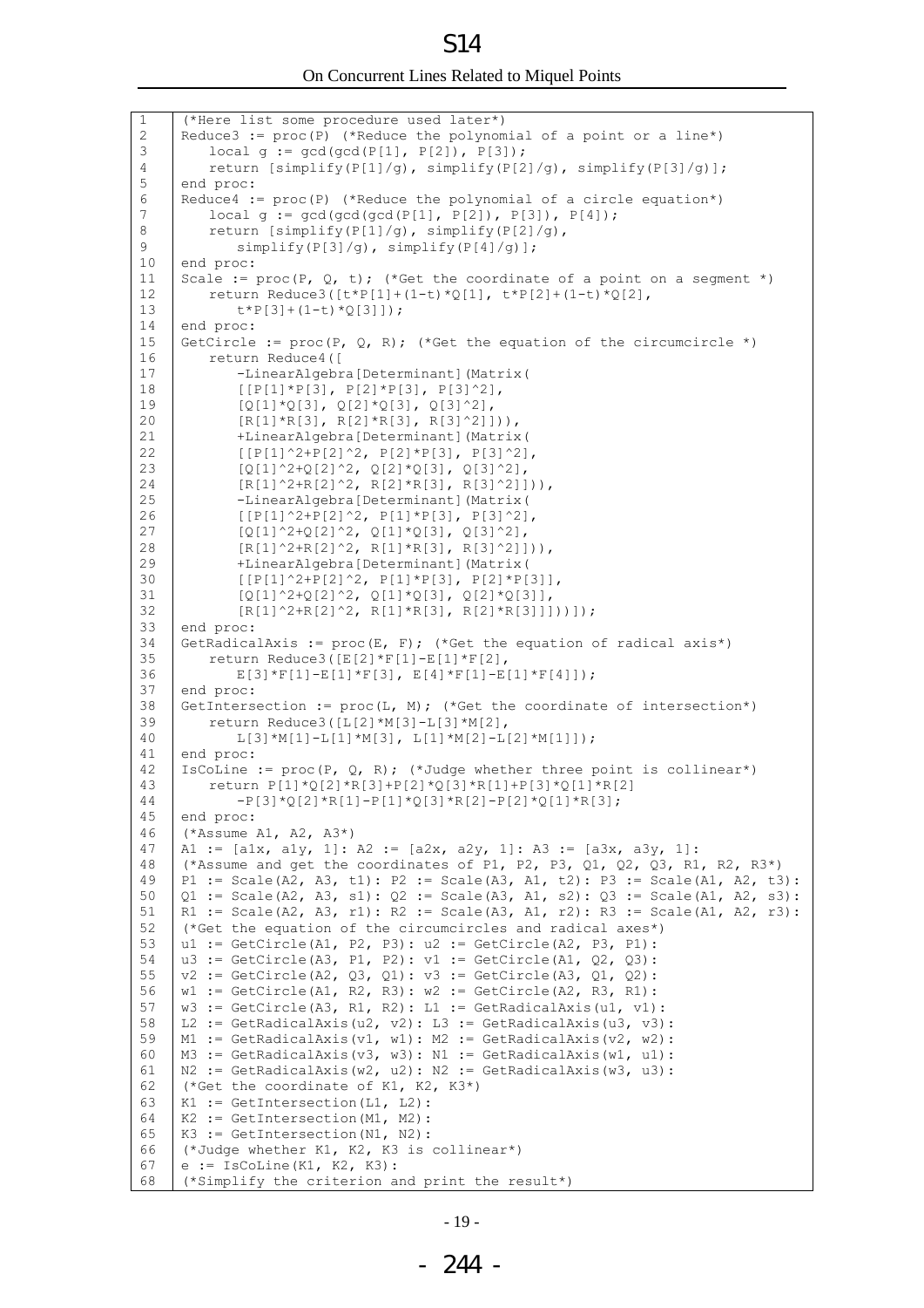```
(*Here list some procedure used later*)
Reduce3 := proc(P) (*Reduce the polynomial of a point or a line*)
    local g := gcd(gcd(P[1], P[2]), P[3]);
    return [simplify(P[1]/g), simplify(P[2]/g), simplify(P[3]/g)];
end proc:
Reduce4 := proc(P) (*Reduce the polynomial of a circle equation*)
    local g := gcd(gcd(gcd(P[1], P[2]), P[3]), P[4]);
    return [simplify(P[1]/g), simplify(P[2]/g),
        simplify(P[3]/g), simplify(P[4]/g)];
end proc:
Scale := proc(P, Q, t); (*Get the coordinate of a point on a segment *)
    return Reduce3([t*P[1]+(1-t)*Q[1], t*P[2]+(1-t)*Q[2],
        t*P[3]+(1-t)*Q[3]]);
end proc:
GetCircle := proc(P, Q, R); (*Get the equation of the circumcircle *)
    return Reduce4([
        -LinearAlgebra[Determinant](Matrix(
        [[P[1]*P[3], P[2]*P[3], P[3]^2],
        [Q[1]*Q[3], Q[2]*Q[3], Q[3]^2],
        [R[1]*R[3], R[2]*R[3], R[3]^2]])),
        +LinearAlgebra[Determinant](Matrix(
        [[P[1]^2+P[2]^2, P[2]*P[3], P[3]^2],
        [Q[1]^2+Q[2]^2, Q[2]*Q[3], Q[3]^2],
        [R[1]^2+R[2]^2, R[2]*R[3], R[3]^2]])),
        -LinearAlgebra[Determinant](Matrix(
        [[P[1]^2+P[2]^2, P[1]*P[3], P[3]^2],
        [Q[1]^2+Q[2]^2, Q[1]*Q[3], Q[3]^2],
        [R[1]^2+R[2]^2, R[1]*R[3], R[3]^2]])),
        +LinearAlgebra[Determinant](Matrix(
        [[P[1]^2+P[2]^2, P[1]*P[3], P[2]*P[3]],
        [Q[1]^2+Q[2]^2, Q[1]*Q[3], Q[2]*Q[3]],
        [R[1]^2+R[2]^2, R[1]*R[3], R[2]*R[3]]]))]);
end proc:
GetRadicalAxis := proc(E, F); (*Get the equation of radical axis*)
    return Reduce3([E[2]*F[1]-E[1]*F[2],
        E[3]*F[1]-E[1]*F[3], E[4]*F[1]-E[1]*F[4]]);
end proc:
GetIntersection := proc(L, M); (*Get the coordinate of intersection*)
    return Reduce3([L[2]*M[3]-L[3]*M[2],
        L[3]*M[1]-L[1]*M[3], L[1]*M[2]-L[2]*M[1]]);
end proc:
IsCoLine := proc(P, Q, R); (*Judge whether three point is collinear*)
    return P[1]*Q[2]*R[3]+P[2]*Q[3]*R[1]+P[3]*Q[1]*R[2]
        -P[3]*Q[2]*R[1]-P[1]*Q[3]*R[2]-P[2]*Q[1]*R[3];
end proc:
(*Assume A1, A2, A3*)
A1 := [a1x, a1y, 1]: A2 := [a2x, a2y, 1]: A3 := [a3x, a3y, 1]:
(*Assume and get the coordinates of P1, P2, P3, Q1, Q2, Q3, R1, R2, R3*)
P1 := Scale(A2, A3, t1): P2 := Scale(A3, A1, t2): P3 := Scale(A1, A2, t3):
Q1 := Scale(A2, A3, s1): Q2 := Scale(A3, A1, s2): Q3 := Scale(A1, A2, s3):
R1 := Scale(A2, A3, r1): R2 := Scale(A3, A1, r2): R3 := Scale(A1, A2, r3):
(*Get the equation of the circumcircles and radical axes*)
u1 := GetCircle(A1, P2, P3): u2 := GetCircle(A2, P3, P1):
u3 := GetCircle(A3, P1, P2): v1 := GetCircle(A1, Q2, Q3):
v2 := GetCircle(A2, Q3, Q1): v3 := GetCircle(A3, Q1, Q2):
w1 := GetCircle(A1, R2, R3): w2 := GetCircle(A2, R3, R1):
w3 := GetCircle(A3, R1, R2): L1 := GetRadicalAxis(u1, v1):
L2 := GetRadicalAxis(u2, v2): L3 := GetRadicalAxis(u3, v3):
M1 := GetRadicalAxis(v1, w1): M2 := GetRadicalAxis(v2, w2):
M3 := GetRadicalAxis(v3, w3): N1 := GetRadicalAxis(w1, u1):
N2 := GetRadicalAxis(w2, u2): N2 := GetRadicalAxis(w3, u3):
(*Get the coordinate of K1, K2, K3*)
K1 := GetIntersection(L1, L2):
K2 := GetIntersection(M1, M2):
K3 := GetIntersection(N1, N2):
(*Judge whether K1, K2, K3 is collinear*)
e := IsCoLine(K1, K2, K3):
(*Simplify the criterion and print the result*)
```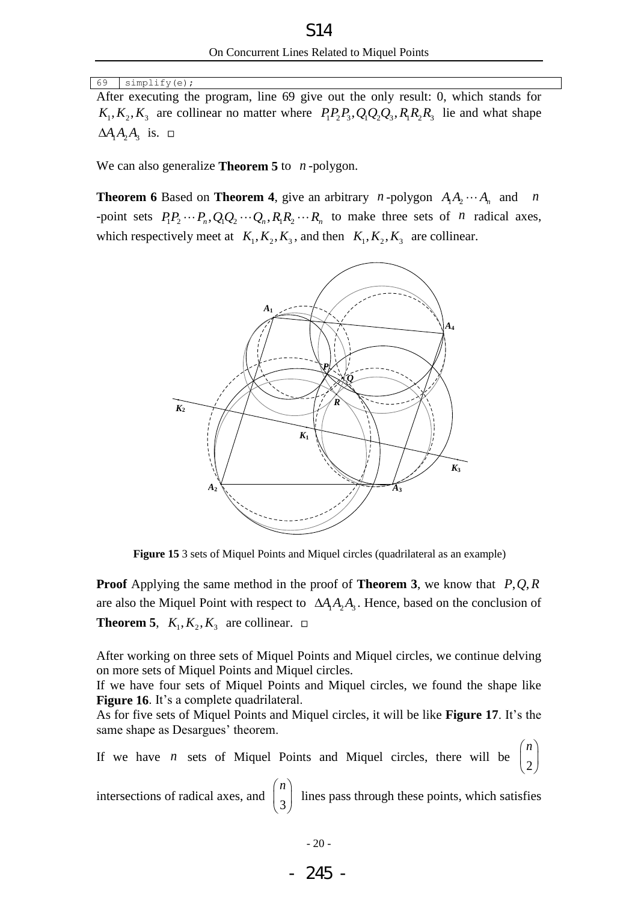```
69  simplify(e);
```

After executing the program, line 69 give out the only result: 0, which stands for $K_1, K_2, K_3$ are collinear no matter where $P_1P_2P_3, Q_1Q_2Q_3, R_1R_2R_3$ lie and what shape $\Delta A_1A_2A_3$ is. □

We can also generalize **Theorem 5** to $n$-polygon.

**Theorem 6** Based on **Theorem 4**, give an arbitrary $n$-polygon $A_1A_2\cdots A_n$ and $n$-point sets $P_1P_2\cdots P_n, Q_1Q_2\cdots Q_n, R_1R_2\cdots R_n$ to make three sets of $n$ radical axes, which respectively meet at $K_1, K_2, K_3$, and then $K_1, K_2, K_3$ are collinear.

**Figure 15** 3 sets of Miquel Points and Miquel circles (quadrilateral as an example)

**Proof** Applying the same method in the proof of **Theorem 3**, we know that $P, Q, R$ are also the Miquel Point with respect to $\Delta A_1A_2A_3$. Hence, based on the conclusion of **Theorem 5**, $K_1, K_2, K_3$ are collinear. □

After working on three sets of Miquel Points and Miquel circles, we continue delving on more sets of Miquel Points and Miquel circles.

If we have four sets of Miquel Points and Miquel circles, we found the shape like **Figure 16**. It's a complete quadrilateral.

As for five sets of Miquel Points and Miquel circles, it will be like **Figure 17**. It's the same shape as Desargues' theorem.

If we have $n$ sets of Miquel Points and Miquel circles, there will be $\binom{n}{2}$ intersections of radical axes, and $\binom{n}{3}$ lines pass through these points, which satisfies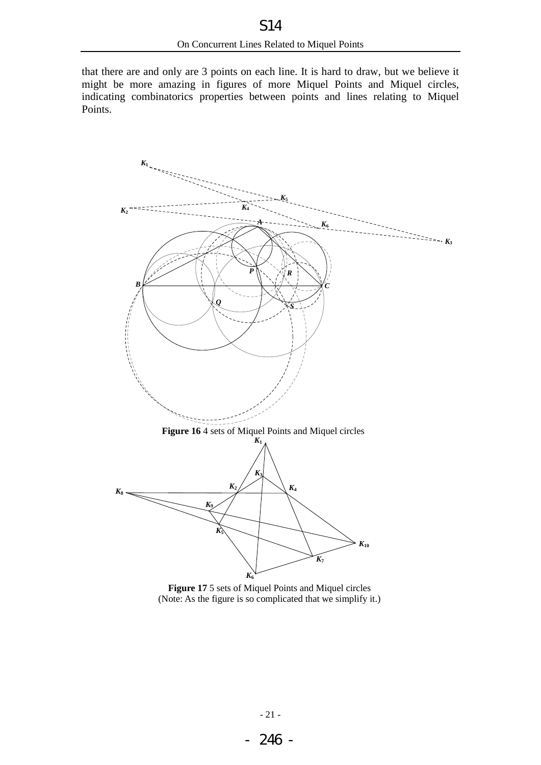that there are and only are 3 points on each line. It is hard to draw, but we believe it might be more amazing in figures of more Miquel Points and Miquel circles, indicating combinatorics properties between points and lines relating to Miquel Points.

**Figure 16** 4 sets of Miquel Points and Miquel circles

**Figure 17** 5 sets of Miquel Points and Miquel circles
(Note: As the figure is so complicated that we simplify it.)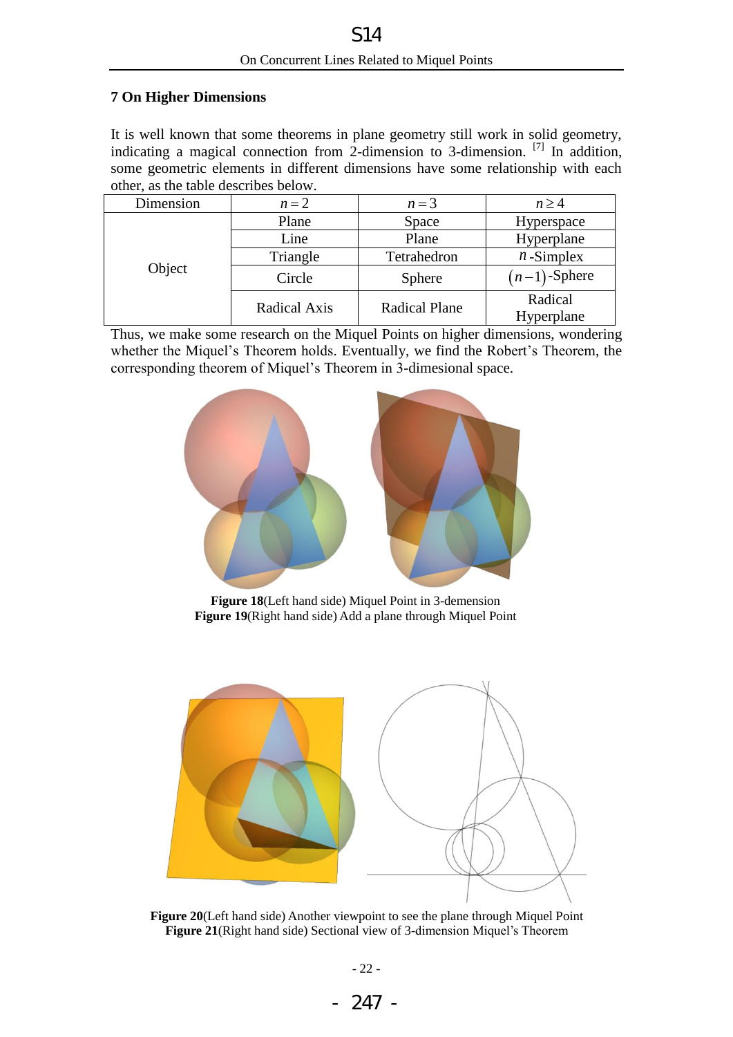## 7 On Higher Dimensions

It is well known that some theorems in plane geometry still work in solid geometry, indicating a magical connection from 2-dimension to 3-dimension. [7] In addition, some geometric elements in different dimensions have some relationship with each other, as the table describes below.

| Dimension | $n=2$ | $n=3$ | $n\geq 4$ |
|---|---|---|---|
| Object | Plane | Space | Hyperspace |
| | Line | Plane | Hyperplane |
| | Triangle | Tetrahedron | $n$-Simplex |
| | Circle | Sphere | $(n-1)$-Sphere |
| | Radical Axis | Radical Plane | Radical Hyperplane |

Thus, we make some research on the Miquel Points on higher dimensions, wondering whether the Miquel's Theorem holds. Eventually, we find the Robert's Theorem, the corresponding theorem of Miquel's Theorem in 3-dimesional space.

**Figure 18**(Left hand side) Miquel Point in 3-demension
**Figure 19**(Right hand side) Add a plane through Miquel Point

**Figure 20**(Left hand side) Another viewpoint to see the plane through Miquel Point
**Figure 21**(Right hand side) Sectional view of 3-dimension Miquel's Theorem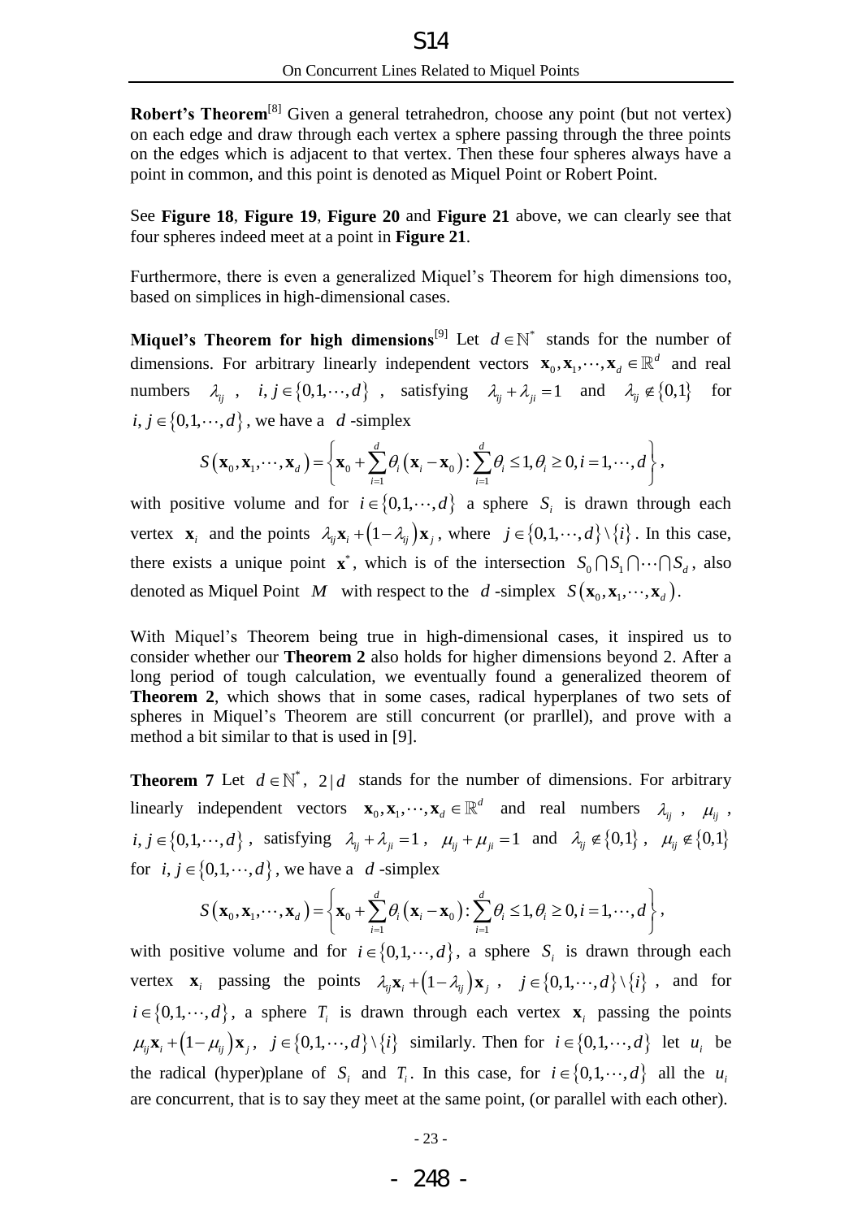**Robert's Theorem**[8] Given a general tetrahedron, choose any point (but not vertex) on each edge and draw through each vertex a sphere passing through the three points on the edges which is adjacent to that vertex. Then these four spheres always have a point in common, and this point is denoted as Miquel Point or Robert Point.

See **Figure 18**, **Figure 19**, **Figure 20** and **Figure 21** above, we can clearly see that four spheres indeed meet at a point in **Figure 21**.

Furthermore, there is even a generalized Miquel's Theorem for high dimensions too, based on simplices in high-dimensional cases.

**Miquel's Theorem for high dimensions**[9] Let $d \in \mathbb{N}^*$ stands for the number of dimensions. For arbitrary linearly independent vectors $\mathbf{x}_0, \mathbf{x}_1, \cdots, \mathbf{x}_d \in \mathbb{R}^d$ and real numbers $\lambda_{ij}$, $i, j \in \{0, 1, \cdots, d\}$, satisfying $\lambda_{ij} + \lambda_{ji} = 1$ and $\lambda_{ij} \notin \{0, 1\}$ for $i, j \in \{0, 1, \cdots, d\}$, we have a $d$-simplex

$$S(\mathbf{x}_0, \mathbf{x}_1, \cdots, \mathbf{x}_d) = \left\{ \mathbf{x}_0 + \sum_{i=1}^{d} \theta_i (\mathbf{x}_i - \mathbf{x}_0) : \sum_{i=1}^{d} \theta_i \leq 1, \theta_i \geq 0, i = 1, \cdots, d \right\},$$

with positive volume and for $i \in \{0, 1, \cdots, d\}$ a sphere $S_i$ is drawn through each vertex $\mathbf{x}_i$ and the points $\lambda_{ij}\mathbf{x}_i + (1 - \lambda_{ij})\mathbf{x}_j$, where $j \in \{0, 1, \cdots, d\} \setminus \{i\}$. In this case, there exists a unique point $\mathbf{x}^*$, which is of the intersection $S_0 \cap S_1 \cap \cdots \cap S_d$, also denoted as Miquel Point $M$ with respect to the $d$-simplex $S(\mathbf{x}_0, \mathbf{x}_1, \cdots, \mathbf{x}_d)$.

With Miquel's Theorem being true in high-dimensional cases, it inspired us to consider whether our **Theorem 2** also holds for higher dimensions beyond 2. After a long period of tough calculation, we eventually found a generalized theorem of **Theorem 2**, which shows that in some cases, radical hyperplanes of two sets of spheres in Miquel's Theorem are still concurrent (or prarllel), and prove with a method a bit similar to that is used in [9].

**Theorem 7** Let $d \in \mathbb{N}^*$, $2 | d$ stands for the number of dimensions. For arbitrary linearly independent vectors $\mathbf{x}_0, \mathbf{x}_1, \cdots, \mathbf{x}_d \in \mathbb{R}^d$ and real numbers $\lambda_{ij}$, $\mu_{ij}$, $i, j \in \{0, 1, \cdots, d\}$, satisfying $\lambda_{ij} + \lambda_{ji} = 1$, $\mu_{ij} + \mu_{ji} = 1$ and $\lambda_{ij} \notin \{0, 1\}$, $\mu_{ij} \notin \{0, 1\}$ for $i, j \in \{0, 1, \cdots, d\}$, we have a $d$-simplex

$$S(\mathbf{x}_0, \mathbf{x}_1, \cdots, \mathbf{x}_d) = \left\{ \mathbf{x}_0 + \sum_{i=1}^{d} \theta_i (\mathbf{x}_i - \mathbf{x}_0) : \sum_{i=1}^{d} \theta_i \leq 1, \theta_i \geq 0, i = 1, \cdots, d \right\},$$

with positive volume and for $i \in \{0, 1, \cdots, d\}$, a sphere $S_i$ is drawn through each vertex $\mathbf{x}_i$ passing the points $\lambda_{ij}\mathbf{x}_i + (1 - \lambda_{ij})\mathbf{x}_j$, $j \in \{0, 1, \cdots, d\} \setminus \{i\}$, and for $i \in \{0, 1, \cdots, d\}$, a sphere $T_i$ is drawn through each vertex $\mathbf{x}_i$ passing the points $\mu_{ij}\mathbf{x}_i + (1 - \mu_{ij})\mathbf{x}_j$, $j \in \{0, 1, \cdots, d\} \setminus \{i\}$ similarly. Then for $i \in \{0, 1, \cdots, d\}$ let $u_i$ be the radical (hyper)plane of $S_i$ and $T_i$. In this case, for $i \in \{0, 1, \cdots, d\}$ all the $u_i$ are concurrent, that is to say they meet at the same point, (or parallel with each other).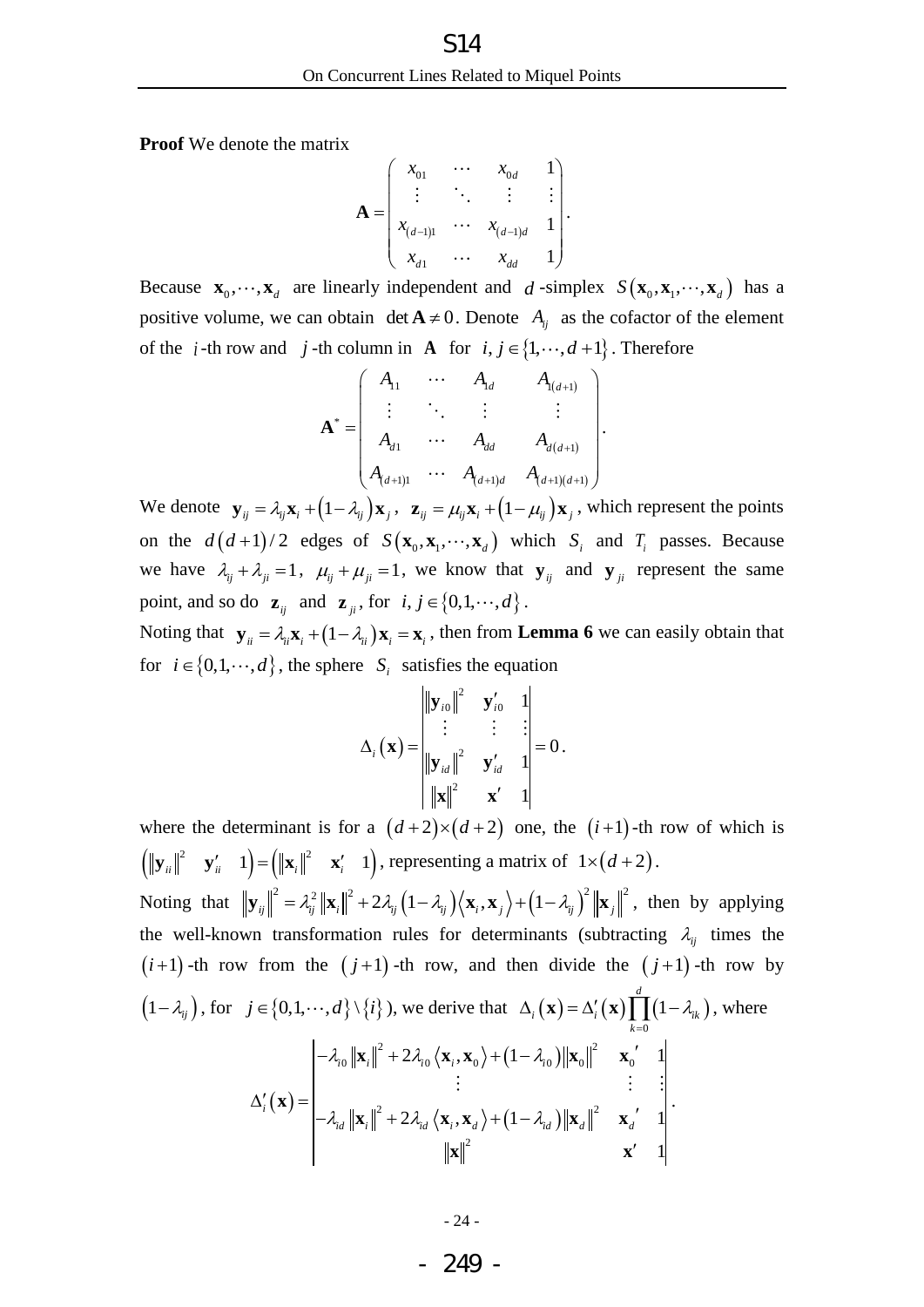**Proof** We denote the matrix

$$\mathbf{A}=\begin{pmatrix} x_{01} & \cdots & x_{0d} & 1 \\ \vdots & \ddots & \vdots & \vdots \\ x_{(d-1)1} & \cdots & x_{(d-1)d} & 1 \\ x_{d1} & \cdots & x_{dd} & 1 \end{pmatrix}.$$

Because $\mathbf{x}_0,\cdots,\mathbf{x}_d$ are linearly independent and $d$-simplex $S(\mathbf{x}_0,\mathbf{x}_1,\cdots,\mathbf{x}_d)$ has a positive volume, we can obtain $\det\mathbf{A}\neq 0$. Denote $A_{ij}$ as the cofactor of the element of the $i$-th row and $j$-th column in $\mathbf{A}$ for $i,j\in\{1,\cdots,d+1\}$. Therefore

$$\mathbf{A}^*=\begin{pmatrix} A_{11} & \cdots & A_{1d} & A_{1(d+1)} \\ \vdots & \ddots & \vdots & \vdots \\ A_{d1} & \cdots & A_{dd} & A_{d(d+1)} \\ A_{(d+1)1} & \cdots & A_{(d+1)d} & A_{(d+1)(d+1)} \end{pmatrix}.$$

We denote $\mathbf{y}_{ij}=\lambda_{ij}\mathbf{x}_i+(1-\lambda_{ij})\mathbf{x}_j$, $\mathbf{z}_{ij}=\mu_{ij}\mathbf{x}_i+(1-\mu_{ij})\mathbf{x}_j$, which represent the points on the $d(d+1)/2$ edges of $S(\mathbf{x}_0,\mathbf{x}_1,\cdots,\mathbf{x}_d)$ which $S_i$ and $T_i$ passes. Because we have $\lambda_{ij}+\lambda_{ji}=1$, $\mu_{ij}+\mu_{ji}=1$, we know that $\mathbf{y}_{ij}$ and $\mathbf{y}_{ji}$ represent the same point, and so do $\mathbf{z}_{ij}$ and $\mathbf{z}_{ji}$, for $i,j\in\{0,1,\cdots,d\}$.

Noting that $\mathbf{y}_{ii}=\lambda_{ii}\mathbf{x}_i+(1-\lambda_{ii})\mathbf{x}_i=\mathbf{x}_i$, then from **Lemma 6** we can easily obtain that for $i\in\{0,1,\cdots,d\}$, the sphere $S_i$ satisfies the equation

$$\Delta_i(\mathbf{x})=\begin{vmatrix} \|\mathbf{y}_{i0}\|^2 & \mathbf{y}'_{i0} & 1 \\ \vdots & \vdots & \vdots \\ \|\mathbf{y}_{id}\|^2 & \mathbf{y}'_{id} & 1 \\ \|\mathbf{x}\|^2 & \mathbf{x}' & 1 \end{vmatrix}=0.$$

where the determinant is for a $(d+2)\times(d+2)$ one, the $(i+1)$-th row of which is $\begin{pmatrix}\|\mathbf{y}_{ii}\|^2 & \mathbf{y}'_{ii} & 1\end{pmatrix}=\begin{pmatrix}\|\mathbf{x}_i\|^2 & \mathbf{x}'_i & 1\end{pmatrix}$, representing a matrix of $1\times(d+2)$.

Noting that $\|\mathbf{y}_{ij}\|^2=\lambda_{ij}^2\|\mathbf{x}_i\|^2+2\lambda_{ij}(1-\lambda_{ij})\langle\mathbf{x}_i,\mathbf{x}_j\rangle+(1-\lambda_{ij})^2\|\mathbf{x}_j\|^2$, then by applying the well-known transformation rules for determinants (subtracting $\lambda_{ij}$ times the $(i+1)$-th row from the $(j+1)$-th row, and then divide the $(j+1)$-th row by $(1-\lambda_{ij})$, for $j\in\{0,1,\cdots,d\}\setminus\{i\}$), we derive that $\Delta_i(\mathbf{x})=\Delta'_i(\mathbf{x})\prod_{k=0}^{d}(1-\lambda_{ik})$, where

$$\Delta'_i(\mathbf{x})=\begin{vmatrix} -\lambda_{i0}\|\mathbf{x}_i\|^2+2\lambda_{i0}\langle\mathbf{x}_i,\mathbf{x}_0\rangle+(1-\lambda_{i0})\|\mathbf{x}_0\|^2 & \mathbf{x}_0{}' & 1 \\ \vdots & \vdots & \vdots \\ -\lambda_{id}\|\mathbf{x}_i\|^2+2\lambda_{id}\langle\mathbf{x}_i,\mathbf{x}_d\rangle+(1-\lambda_{id})\|\mathbf{x}_d\|^2 & \mathbf{x}_d{}' & 1 \\ \|\mathbf{x}\|^2 & \mathbf{x}' & 1 \end{vmatrix}.$$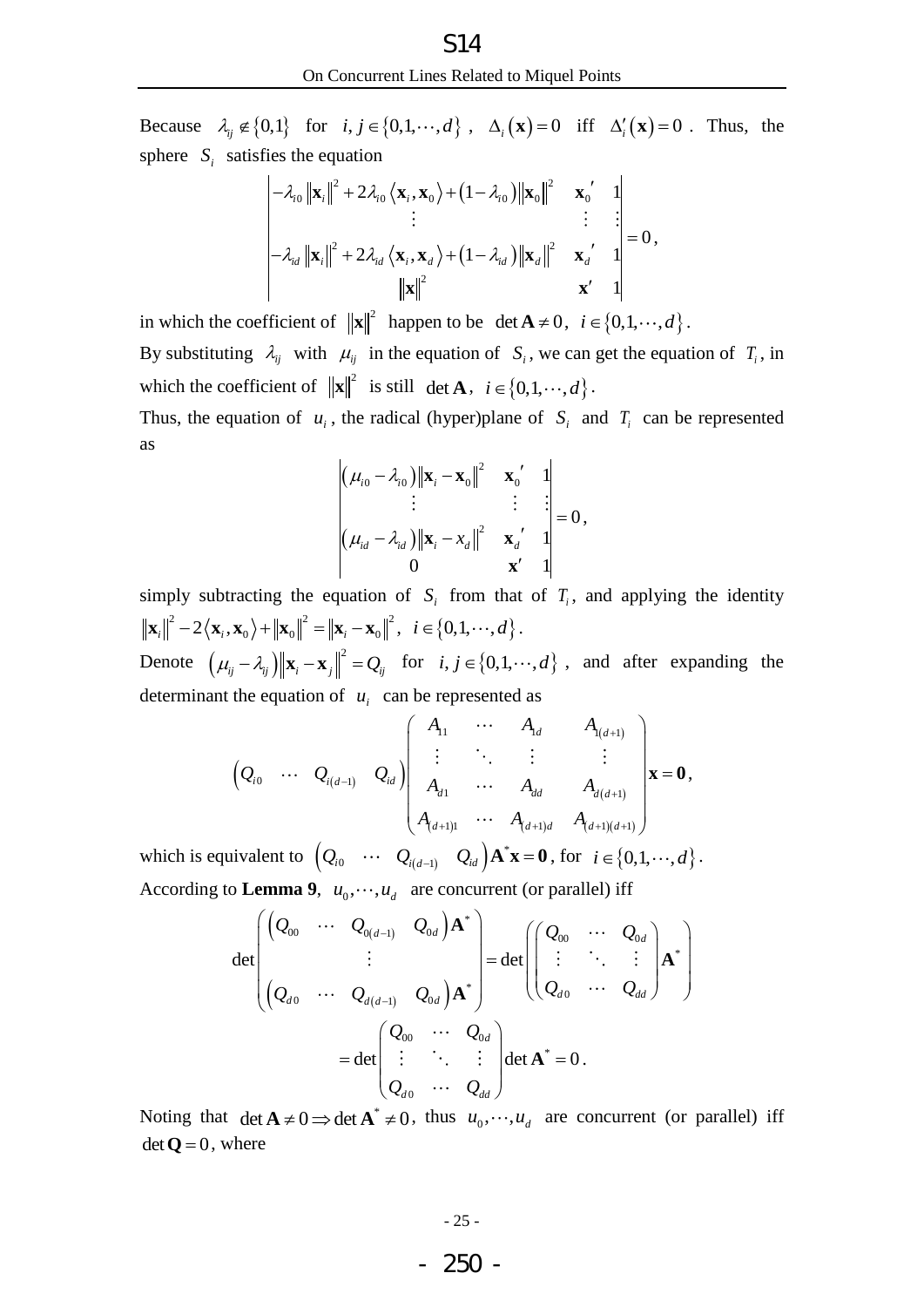Because $\lambda_{ij} \notin \{0,1\}$ for $i,j \in \{0,1,\cdots,d\}$, $\Delta_i(\mathbf{x})=0$ iff $\Delta_i'(\mathbf{x})=0$. Thus, the sphere $S_i$ satisfies the equation

$$\begin{vmatrix} -\lambda_{i0}\|\mathbf{x}_i\|^2 + 2\lambda_{i0}\langle \mathbf{x}_i, \mathbf{x}_0\rangle + (1-\lambda_{i0})\|\mathbf{x}_0\|^2 & \mathbf{x}_0{}' & 1 \\ \vdots & \vdots & \vdots \\ -\lambda_{id}\|\mathbf{x}_i\|^2 + 2\lambda_{id}\langle \mathbf{x}_i, \mathbf{x}_d\rangle + (1-\lambda_{id})\|\mathbf{x}_d\|^2 & \mathbf{x}_d{}' & 1 \\ \|\mathbf{x}\|^2 & \mathbf{x}' & 1 \end{vmatrix} = 0,$$

in which the coefficient of $\|\mathbf{x}\|^2$ happen to be $\det \mathbf{A} \neq 0$, $i \in \{0,1,\cdots,d\}$.

By substituting $\lambda_{ij}$ with $\mu_{ij}$ in the equation of $S_i$, we can get the equation of $T_i$, in which the coefficient of $\|\mathbf{x}\|^2$ is still $\det \mathbf{A}$, $i \in \{0,1,\cdots,d\}$.

Thus, the equation of $u_i$, the radical (hyper)plane of $S_i$ and $T_i$ can be represented as

$$\begin{vmatrix} (\mu_{i0}-\lambda_{i0})\|\mathbf{x}_i - \mathbf{x}_0\|^2 & \mathbf{x}_0{}' & 1 \\ \vdots & \vdots & \vdots \\ (\mu_{id}-\lambda_{id})\|\mathbf{x}_i - x_d\|^2 & \mathbf{x}_d{}' & 1 \\ 0 & \mathbf{x}' & 1 \end{vmatrix} = 0,$$

simply subtracting the equation of $S_i$ from that of $T_i$, and applying the identity $\|\mathbf{x}_i\|^2 - 2\langle \mathbf{x}_i, \mathbf{x}_0\rangle + \|\mathbf{x}_0\|^2 = \|\mathbf{x}_i - \mathbf{x}_0\|^2$, $i \in \{0,1,\cdots,d\}$.

Denote $(\mu_{ij}-\lambda_{ij})\|\mathbf{x}_i - \mathbf{x}_j\|^2 = Q_{ij}$ for $i,j \in \{0,1,\cdots,d\}$, and after expanding the determinant the equation of $u_i$ can be represented as

$$\begin{pmatrix} Q_{i0} & \cdots & Q_{i(d-1)} & Q_{id} \end{pmatrix} \begin{pmatrix} A_{11} & \cdots & A_{1d} & A_{1(d+1)} \\ \vdots & \ddots & \vdots & \vdots \\ A_{d1} & \cdots & A_{dd} & A_{d(d+1)} \\ A_{(d+1)1} & \cdots & A_{(d+1)d} & A_{(d+1)(d+1)} \end{pmatrix} \mathbf{x} = \mathbf{0},$$

which is equivalent to $\begin{pmatrix} Q_{i0} & \cdots & Q_{i(d-1)} & Q_{id} \end{pmatrix} \mathbf{A}^* \mathbf{x} = \mathbf{0}$, for $i \in \{0,1,\cdots,d\}$.

According to **Lemma 9**, $u_0,\cdots,u_d$ are concurrent (or parallel) iff

$$\det \begin{pmatrix} \begin{pmatrix} Q_{00} & \cdots & Q_{0(d-1)} & Q_{0d} \end{pmatrix} \mathbf{A}^* \\ \vdots \\ \begin{pmatrix} Q_{d0} & \cdots & Q_{d(d-1)} & Q_{0d} \end{pmatrix} \mathbf{A}^* \end{pmatrix} = \det \left( \begin{pmatrix} Q_{00} & \cdots & Q_{0d} \\ \vdots & \ddots & \vdots \\ Q_{d0} & \cdots & Q_{dd} \end{pmatrix} \mathbf{A}^* \right)$$

$$= \det \begin{pmatrix} Q_{00} & \cdots & Q_{0d} \\ \vdots & \ddots & \vdots \\ Q_{d0} & \cdots & Q_{dd} \end{pmatrix} \det \mathbf{A}^* = 0.$$

Noting that $\det \mathbf{A} \neq 0 \Rightarrow \det \mathbf{A}^* \neq 0$, thus $u_0,\cdots,u_d$ are concurrent (or parallel) iff $\det \mathbf{Q} = 0$, where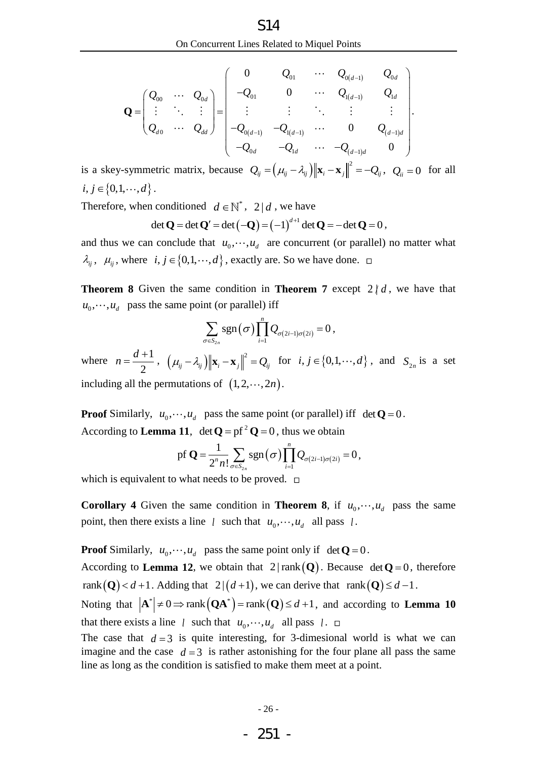$$\mathbf{Q}=\begin{pmatrix} Q_{00} & \cdots & Q_{0d} \\ \vdots & \ddots & \vdots \\ Q_{d0} & \cdots & Q_{dd} \end{pmatrix}=\begin{pmatrix} 0 & Q_{01} & \cdots & Q_{0(d-1)} & Q_{0d} \\ -Q_{01} & 0 & \cdots & Q_{1(d-1)} & Q_{1d} \\ \vdots & \vdots & \ddots & \vdots & \vdots \\ -Q_{0(d-1)} & -Q_{1(d-1)} & \cdots & 0 & Q_{(d-1)d} \\ -Q_{0d} & -Q_{1d} & \cdots & -Q_{(d-1)d} & 0 \end{pmatrix}.$$

is a skey-symmetric matrix, because $Q_{ij}=\left(\mu_{ij}-\lambda_{ij}\right)\left\|\mathbf{x}_i-\mathbf{x}_j\right\|^2=-Q_{ij}$, $Q_{ii}=0$ for all $i,j\in\{0,1,\cdots,d\}$.

Therefore, when conditioned $d\in\mathbb{N}^*$, $2\,|\,d$, we have

$$\det\mathbf{Q}=\det\mathbf{Q}'=\det(-\mathbf{Q})=(-1)^{d+1}\det\mathbf{Q}=-\det\mathbf{Q}=0,$$

and thus we can conclude that $u_0,\cdots,u_d$ are concurrent (or parallel) no matter what $\lambda_{ij}$, $\mu_{ij}$, where $i,j\in\{0,1,\cdots,d\}$, exactly are. So we have done. □

**Theorem 8** Given the same condition in **Theorem 7** except $2\nmid d$, we have that $u_0,\cdots,u_d$ pass the same point (or parallel) iff

$$\sum_{\sigma\in S_{2n}}\operatorname{sgn}(\sigma)\prod_{i=1}^{n}Q_{\sigma(2i-1)\sigma(2i)}=0,$$

where $n=\dfrac{d+1}{2}$, $\left(\mu_{ij}-\lambda_{ij}\right)\left\|\mathbf{x}_i-\mathbf{x}_j\right\|^2=Q_{ij}$ for $i,j\in\{0,1,\cdots,d\}$, and $S_{2n}$ is a set including all the permutations of $(1,2,\cdots,2n)$.

**Proof** Similarly, $u_0,\cdots,u_d$ pass the same point (or parallel) iff $\det\mathbf{Q}=0$.
According to **Lemma 11**, $\det\mathbf{Q}=\operatorname{pf}^2\mathbf{Q}=0$, thus we obtain

$$\operatorname{pf}\mathbf{Q}=\frac{1}{2^n n!}\sum_{\sigma\in S_{2n}}\operatorname{sgn}(\sigma)\prod_{i=1}^{n}Q_{\sigma(2i-1)\sigma(2i)}=0,$$

which is equivalent to what needs to be proved. □

**Corollary 4** Given the same condition in **Theorem 8**, if $u_0,\cdots,u_d$ pass the same point, then there exists a line $l$ such that $u_0,\cdots,u_d$ all pass $l$.

**Proof** Similarly, $u_0,\cdots,u_d$ pass the same point only if $\det\mathbf{Q}=0$.
According to **Lemma 12**, we obtain that $2\,|\operatorname{rank}(\mathbf{Q})$. Because $\det\mathbf{Q}=0$, therefore $\operatorname{rank}(\mathbf{Q})<d+1$. Adding that $2\,|\,(d+1)$, we can derive that $\operatorname{rank}(\mathbf{Q})\le d-1$.
Noting that $\left|\mathbf{A}^*\right|\ne 0\Rightarrow\operatorname{rank}\left(\mathbf{QA}^*\right)=\operatorname{rank}(\mathbf{Q})\le d+1$, and according to **Lemma 10** that there exists a line $l$ such that $u_0,\cdots,u_d$ all pass $l$. □
The case that $d=3$ is quite interesting, for 3-dimesional world is what we can imagine and the case $d=3$ is rather astonishing for the four plane all pass the same line as long as the condition is satisfied to make them meet at a point.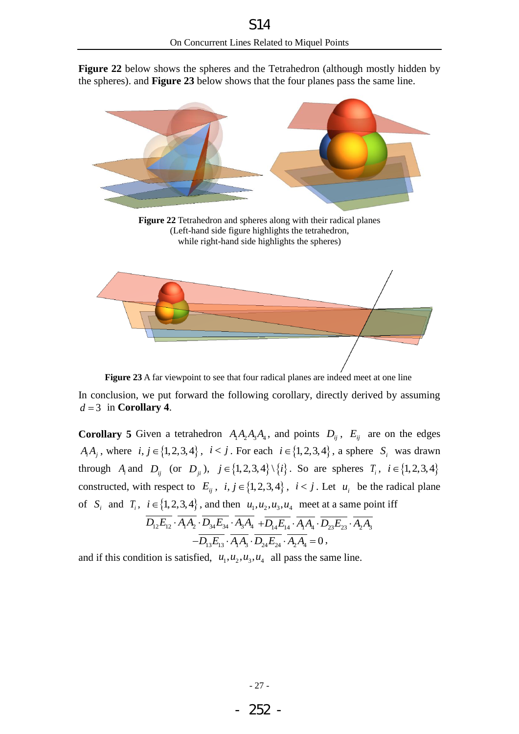**Figure 22** below shows the spheres and the Tetrahedron (although mostly hidden by the spheres). and **Figure 23** below shows that the four planes pass the same line.

**Figure 22** Tetrahedron and spheres along with their radical planes
(Left-hand side figure highlights the tetrahedron,
while right-hand side highlights the spheres)

**Figure 23** A far viewpoint to see that four radical planes are indeed meet at one line

In conclusion, we put forward the following corollary, directly derived by assuming $d=3$ in **Corollary 4**.

**Corollary 5** Given a tetrahedron $A_1A_2A_3A_4$, and points $D_{ij}$, $E_{ij}$ are on the edges $A_iA_j$, where $i,j\in\{1,2,3,4\}$, $i<j$. For each $i\in\{1,2,3,4\}$, a sphere $S_i$ was drawn through $A_i$ and $D_{ij}$ (or $D_{ji}$), $j\in\{1,2,3,4\}\setminus\{i\}$. So are spheres $T_i$, $i\in\{1,2,3,4\}$ constructed, with respect to $E_{ij}$, $i,j\in\{1,2,3,4\}$, $i<j$. Let $u_i$ be the radical plane of $S_i$ and $T_i$, $i\in\{1,2,3,4\}$, and then $u_1,u_2,u_3,u_4$ meet at a same point iff

$$\overline{D_{12}E_{12}}\cdot\overline{A_1A_2}\cdot\overline{D_{34}E_{34}}\cdot\overline{A_3A_4}+\overline{D_{14}E_{14}}\cdot\overline{A_1A_4}\cdot\overline{D_{23}E_{23}}\cdot\overline{A_2A_3}$$
$$-\overline{D_{13}E_{13}}\cdot\overline{A_1A_3}\cdot\overline{D_{24}E_{24}}\cdot\overline{A_2A_4}=0,$$

and if this condition is satisfied, $u_1,u_2,u_3,u_4$ all pass the same line.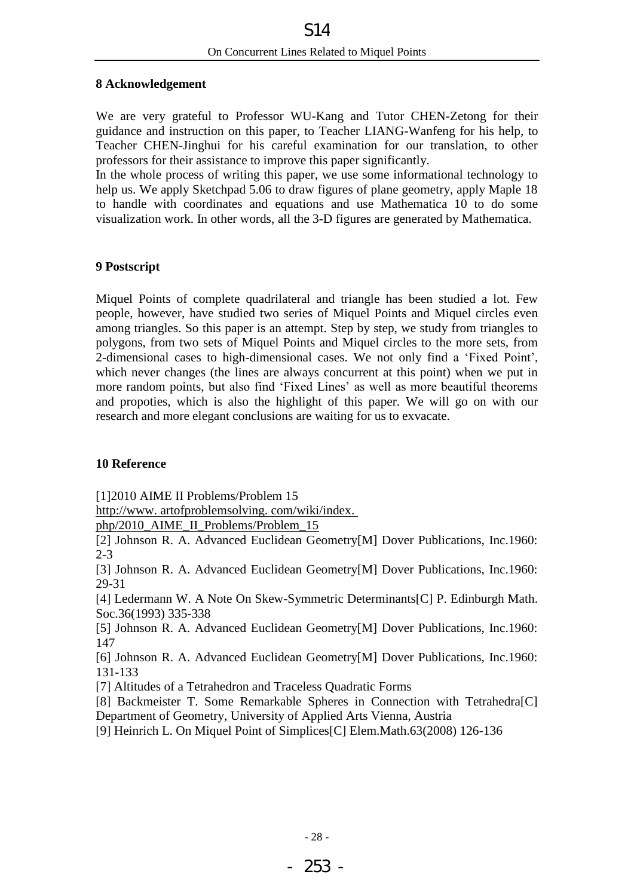## 8 Acknowledgement

We are very grateful to Professor WU-Kang and Tutor CHEN-Zetong for their guidance and instruction on this paper, to Teacher LIANG-Wanfeng for his help, to Teacher CHEN-Jinghui for his careful examination for our translation, to other professors for their assistance to improve this paper significantly.

In the whole process of writing this paper, we use some informational technology to help us. We apply Sketchpad 5.06 to draw figures of plane geometry, apply Maple 18 to handle with coordinates and equations and use Mathematica 10 to do some visualization work. In other words, all the 3-D figures are generated by Mathematica.

## 9 Postscript

Miquel Points of complete quadrilateral and triangle has been studied a lot. Few people, however, have studied two series of Miquel Points and Miquel circles even among triangles. So this paper is an attempt. Step by step, we study from triangles to polygons, from two sets of Miquel Points and Miquel circles to the more sets, from 2-dimensional cases to high-dimensional cases. We not only find a 'Fixed Point', which never changes (the lines are always concurrent at this point) when we put in more random points, but also find 'Fixed Lines' as well as more beautiful theorems and propoties, which is also the highlight of this paper. We will go on with our research and more elegant conclusions are waiting for us to exvacate.

## 10 Reference

[1]2010 AIME II Problems/Problem 15
http://www. artofproblemsolving. com/wiki/index. php/2010_AIME_II_Problems/Problem_15

[2] Johnson R. A. Advanced Euclidean Geometry[M] Dover Publications, Inc.1960: 2-3

[3] Johnson R. A. Advanced Euclidean Geometry[M] Dover Publications, Inc.1960: 29-31

[4] Ledermann W. A Note On Skew-Symmetric Determinants[C] P. Edinburgh Math. Soc.36(1993) 335-338

[5] Johnson R. A. Advanced Euclidean Geometry[M] Dover Publications, Inc.1960: 147

[6] Johnson R. A. Advanced Euclidean Geometry[M] Dover Publications, Inc.1960: 131-133

[7] Altitudes of a Tetrahedron and Traceless Quadratic Forms

[8] Backmeister T. Some Remarkable Spheres in Connection with Tetrahedra[C] Department of Geometry, University of Applied Arts Vienna, Austria

[9] Heinrich L. On Miquel Point of Simplices[C] Elem.Math.63(2008) 126-136